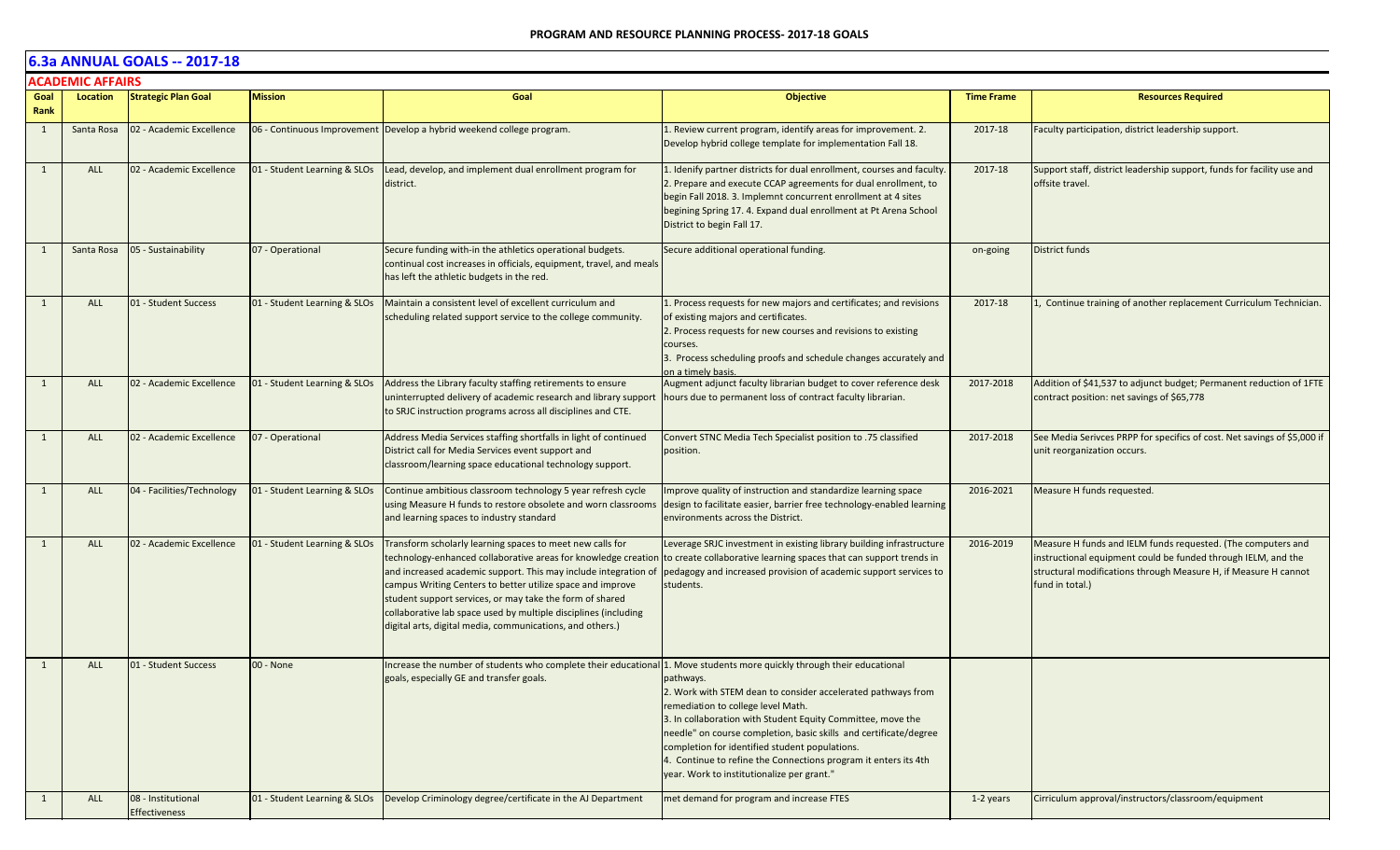## PROGRAM AND RESOURCE PLANNING PROCESS- 2017-18 GOALS

# 6.3a ANNUAL GOALS -- 2017-18

### ACADEMIC AFFAIRS

| Goal Rank | Location | Strategic Plan Goal | Mission | Goal | Objective | Time Frame | Resources Required |
|---|---|---|---|---|---|---|---|
| 1 | Santa Rosa | 02 - Academic Excellence | 06 - Continuous Improvement | Develop a hybrid weekend college program. | 1. Review current program, identify areas for improvement. 2. Develop hybrid college template for implementation Fall 18. | 2017-18 | Faculty participation, district leadership support. |
| 1 | ALL | 02 - Academic Excellence | 01 - Student Learning & SLOs | Lead, develop, and implement dual enrollment program for district. | 1. Idenify partner districts for dual enrollment, courses and faculty. 2. Prepare and execute CCAP agreements for dual enrollment, to begin Fall 2018. 3. Implemnt concurrent enrollment at 4 sites begining Spring 17. 4. Expand dual enrollment at Pt Arena School District to begin Fall 17. | 2017-18 | Support staff, district leadership support, funds for facility use and offsite travel. |
| 1 | Santa Rosa | 05 - Sustainability | 07 - Operational | Secure funding with-in the athletics operational budgets. continual cost increases in officials, equipment, travel, and meals has left the athletic budgets in the red. | Secure additional operational funding. | on-going | District funds |
| 1 | ALL | 01 - Student Success | 01 - Student Learning & SLOs | Maintain a consistent level of excellent curriculum and scheduling related support service to the college community. | 1. Process requests for new majors and certificates; and revisions of existing majors and certificates.<br>2. Process requests for new courses and revisions to existing courses.<br>3. Process scheduling proofs and schedule changes accurately and on a timely basis. | 2017-18 | 1, Continue training of another replacement Curriculum Technician. |
| 1 | ALL | 02 - Academic Excellence | 01 - Student Learning & SLOs | Address the Library faculty staffing retirements to ensure uninterrupted delivery of academic research and library support to SRJC instruction programs across all disciplines and CTE. | Augment adjunct faculty librarian budget to cover reference desk hours due to permanent loss of contract faculty librarian. | 2017-2018 | Addition of $41,537 to adjunct budget; Permanent reduction of 1FTE contract position: net savings of $65,778 |
| 1 | ALL | 02 - Academic Excellence | 07 - Operational | Address Media Services staffing shortfalls in light of continued District call for Media Services event support and classroom/learning space educational technology support. | Convert STNC Media Tech Specialist position to .75 classified position. | 2017-2018 | See Media Serivces PRPP for specifics of cost. Net savings of $5,000 if unit reorganization occurs. |
| 1 | ALL | 04 - Facilities/Technology | 01 - Student Learning & SLOs | Continue ambitious classroom technology 5 year refresh cycle using Measure H funds to restore obsolete and worn classrooms and learning spaces to industry standard | Improve quality of instruction and standardize learning space design to facilitate easier, barrier free technology-enabled learning environments across the District. | 2016-2021 | Measure H funds requested. |
| 1 | ALL | 02 - Academic Excellence | 01 - Student Learning & SLOs | Transform scholarly learning spaces to meet new calls for technology-enhanced collaborative areas for knowledge creation and increased academic support. This may include integration of campus Writing Centers to better utilize space and improve student support services, or may take the form of shared collaborative lab space used by multiple disciplines (including digital arts, digital media, communications, and others.) | Leverage SRJC investment in existing library building infrastructure to create collaborative learning spaces that can support trends in pedagogy and increased provision of academic support services to students. | 2016-2019 | Measure H funds and IELM funds requested. (The computers and instructional equipment could be funded through IELM, and the structural modifications through Measure H, if Measure H cannot fund in total.) |
| 1 | ALL | 01 - Student Success | 00 - None | Increase the number of students who complete their educational goals, especially GE and transfer goals. | 1. Move students more quickly through their educational pathways.<br>2. Work with STEM dean to consider accelerated pathways from remediation to college level Math.<br>3. In collaboration with Student Equity Committee, move the needle" on course completion, basic skills and certificate/degree completion for identified student populations.<br>4. Continue to refine the Connections program it enters its 4th year. Work to institutionalize per grant." | | |
| 1 | ALL | 08 - Institutional Effectiveness | 01 - Student Learning & SLOs | Develop Criminology degree/certificate in the AJ Department | met demand for program and increase FTES | 1-2 years | Cirriculum approval/instructors/classroom/equipment |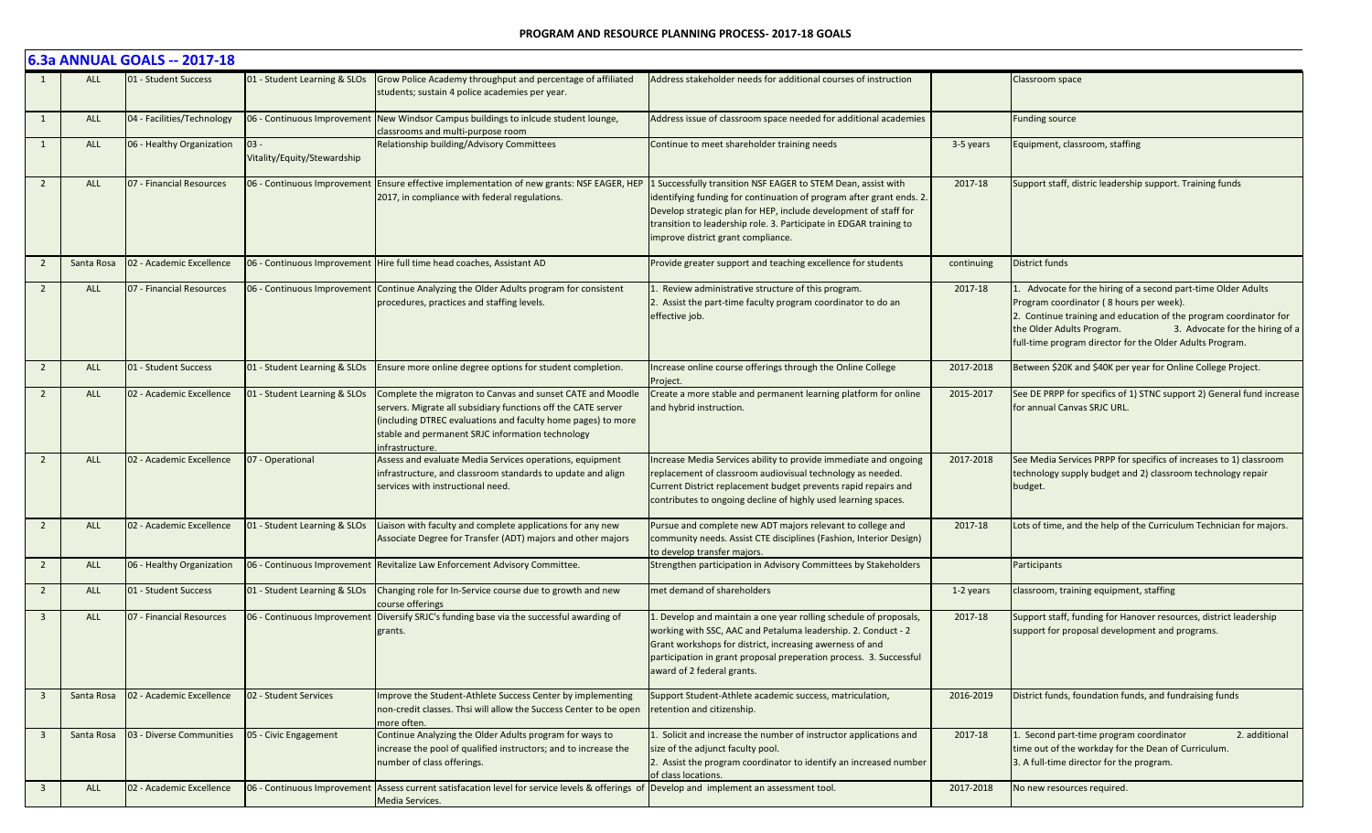## PROGRAM AND RESOURCE PLANNING PROCESS- 2017-18 GOALS

### 6.3a ANNUAL GOALS -- 2017-18

| | | | | | | | |
|---|---|---|---|---|---|---|---|
| 1 | ALL | 01 - Student Success | 01 - Student Learning & SLOs | Grow Police Academy throughput and percentage of affiliated students; sustain 4 police academies per year. | Address stakeholder needs for additional courses of instruction | | Classroom space |
| 1 | ALL | 04 - Facilities/Technology | 06 - Continuous Improvement | New Windsor Campus buildings to inlcude student lounge, classrooms and multi-purpose room | Address issue of classroom space needed for additional academies | | Funding source |
| 1 | ALL | 06 - Healthy Organization | 03 - Vitality/Equity/Stewardship | Relationship building/Advisory Committees | Continue to meet shareholder training needs | 3-5 years | Equipment, classroom, staffing |
| 2 | ALL | 07 - Financial Resources | 06 - Continuous Improvement | Ensure effective implementation of new grants: NSF EAGER, HEP 2017, in compliance with federal regulations. | 1 Successfully transition NSF EAGER to STEM Dean, assist with identifying funding for continuation of program after grant ends. 2. Develop strategic plan for HEP, include development of staff for transition to leadership role. 3. Participate in EDGAR training to improve district grant compliance. | 2017-18 | Support staff, distric leadership support. Training funds |
| 2 | Santa Rosa | 02 - Academic Excellence | 06 - Continuous Improvement | Hire full time head coaches, Assistant AD | Provide greater support and teaching excellence for students | continuing | District funds |
| 2 | ALL | 07 - Financial Resources | 06 - Continuous Improvement | Continue Analyzing the Older Adults program for consistent procedures, practices and staffing levels. | 1. Review administrative structure of this program.<br>2. Assist the part-time faculty program coordinator to do an effective job. | 2017-18 | 1. Advocate for the hiring of a second part-time Older Adults Program coordinator ( 8 hours per week).<br>2. Continue training and education of the program coordinator for the Older Adults Program. 3. Advocate for the hiring of a full-time program director for the Older Adults Program. |
| 2 | ALL | 01 - Student Success | 01 - Student Learning & SLOs | Ensure more online degree options for student completion. | Increase online course offerings through the Online College Project. | 2017-2018 | Between $20K and $40K per year for Online College Project. |
| 2 | ALL | 02 - Academic Excellence | 01 - Student Learning & SLOs | Complete the migraton to Canvas and sunset CATE and Moodle servers. Migrate all subsidiary functions off the CATE server (including DTREC evaluations and faculty home pages) to more stable and permanent SRJC information technology infrastructure. | Create a more stable and permanent learning platform for online and hybrid instruction. | 2015-2017 | See DE PRPP for specifics of 1) STNC support 2) General fund increase for annual Canvas SRJC URL. |
| 2 | ALL | 02 - Academic Excellence | 07 - Operational | Assess and evaluate Media Services operations, equipment infrastructure, and classroom standards to update and align services with instructional need. | Increase Media Services ability to provide immediate and ongoing replacement of classroom audiovisual technology as needed. Current District replacement budget prevents rapid repairs and contributes to ongoing decline of highly used learning spaces. | 2017-2018 | See Media Services PRPP for specifics of increases to 1) classroom technology supply budget and 2) classroom technology repair budget. |
| 2 | ALL | 02 - Academic Excellence | 01 - Student Learning & SLOs | Liaison with faculty and complete applications for any new Associate Degree for Transfer (ADT) majors and other majors | Pursue and complete new ADT majors relevant to college and community needs. Assist CTE disciplines (Fashion, Interior Design) to develop transfer majors. | 2017-18 | Lots of time, and the help of the Curriculum Technician for majors. |
| 2 | ALL | 06 - Healthy Organization | 06 - Continuous Improvement | Revitalize Law Enforcement Advisory Committee. | Strengthen participation in Advisory Committees by Stakeholders | | Participants |
| 2 | ALL | 01 - Student Success | 01 - Student Learning & SLOs | Changing role for In-Service course due to growth and new course offerings | met demand of shareholders | 1-2 years | classroom, training equipment, staffing |
| 3 | ALL | 07 - Financial Resources | 06 - Continuous Improvement | Diversify SRJC's funding base via the successful awarding of grants. | 1. Develop and maintain a one year rolling schedule of proposals, working with SSC, AAC and Petaluma leadership. 2. Conduct - 2 Grant workshops for district, increasing awerness of and participation in grant proposal preperation process. 3. Successful award of 2 federal grants. | 2017-18 | Support staff, funding for Hanover resources, district leadership support for proposal development and programs. |
| 3 | Santa Rosa | 02 - Academic Excellence | 02 - Student Services | Improve the Student-Athlete Success Center by implementing non-credit classes. Thsi will allow the Success Center to be open more often. | Support Student-Athlete academic success, matriculation, retention and citizenship. | 2016-2019 | District funds, foundation funds, and fundraising funds |
| 3 | Santa Rosa | 03 - Diverse Communities | 05 - Civic Engagement | Continue Analyzing the Older Adults program for ways to increase the pool of qualified instructors; and to increase the number of class offerings. | 1. Solicit and increase the number of instructor applications and size of the adjunct faculty pool.<br>2. Assist the program coordinator to identify an increased number of class locations. | 2017-18 | 1. Second part-time program coordinator 2. additional time out of the workday for the Dean of Curriculum.<br>3. A full-time director for the program. |
| 3 | ALL | 02 - Academic Excellence | 06 - Continuous Improvement | Assess current satisfacation level for service levels & offerings of Media Services. | Develop and implement an assessment tool. | 2017-2018 | No new resources required. |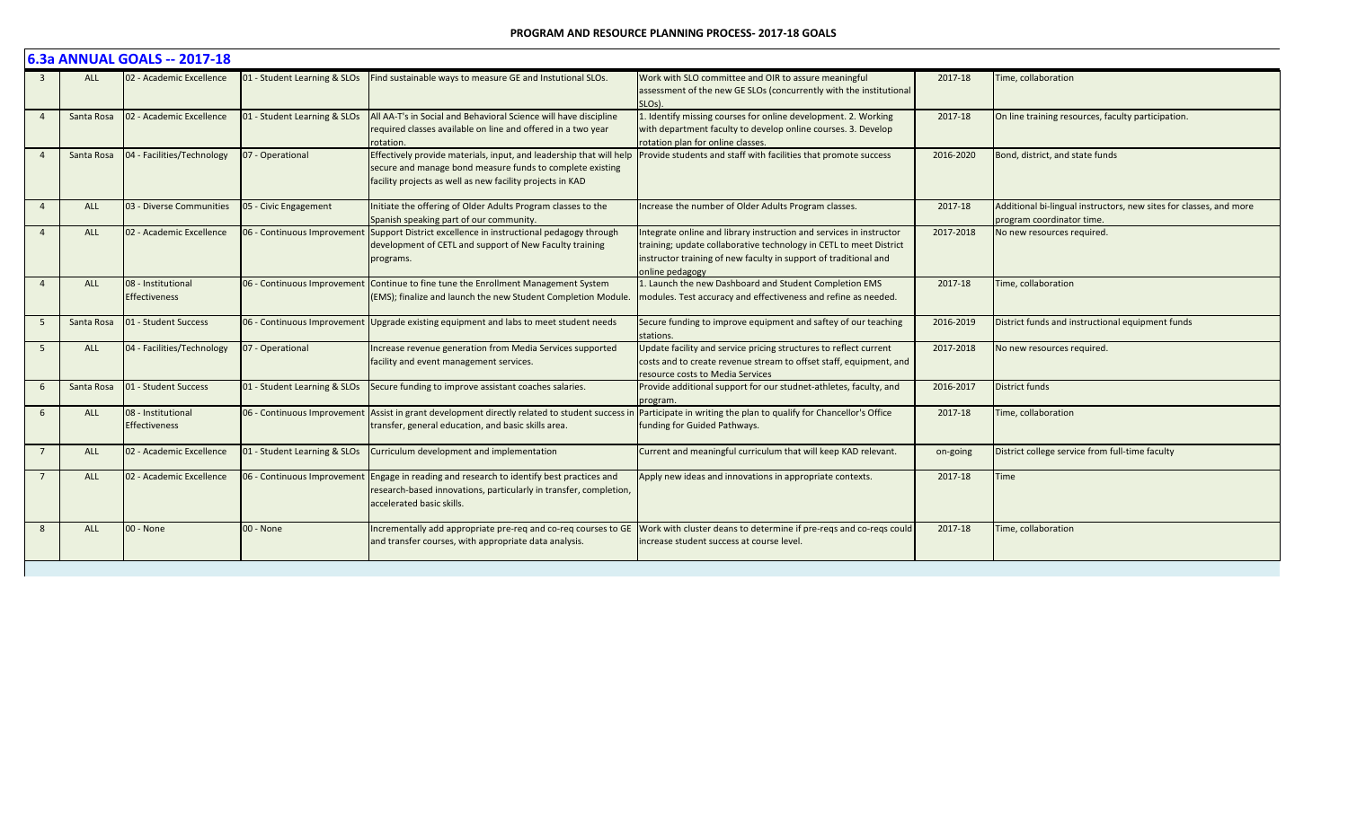## 6.3a ANNUAL GOALS -- 2017-18

| | | | | | | | |
|---|---|---|---|---|---|---|---|
| 3 | ALL | 02 - Academic Excellence | 01 - Student Learning & SLOs | Find sustainable ways to measure GE and Instutional SLOs. | Work with SLO committee and OIR to assure meaningful assessment of the new GE SLOs (concurrently with the institutional SLOs). | 2017-18 | Time, collaboration |
| 4 | Santa Rosa | 02 - Academic Excellence | 01 - Student Learning & SLOs | All AA-T's in Social and Behavioral Science will have discipline required classes available on line and offered in a two year rotation. | 1. Identify missing courses for online development. 2. Working with department faculty to develop online courses. 3. Develop rotation plan for online classes. | 2017-18 | On line training resources, faculty participation. |
| 4 | Santa Rosa | 04 - Facilities/Technology | 07 - Operational | Effectively provide materials, input, and leadership that will help secure and manage bond measure funds to complete existing facility projects as well as new facility projects in KAD | Provide students and staff with facilities that promote success | 2016-2020 | Bond, district, and state funds |
| 4 | ALL | 03 - Diverse Communities | 05 - Civic Engagement | Initiate the offering of Older Adults Program classes to the Spanish speaking part of our community. | Increase the number of Older Adults Program classes. | 2017-18 | Additional bi-lingual instructors, new sites for classes, and more program coordinator time. |
| 4 | ALL | 02 - Academic Excellence | 06 - Continuous Improvement | Support District excellence in instructional pedagogy through development of CETL and support of New Faculty training programs. | Integrate online and library instruction and services in instructor training; update collaborative technology in CETL to meet District instructor training of new faculty in support of traditional and online pedagogy | 2017-2018 | No new resources required. |
| 4 | ALL | 08 - Institutional Effectiveness | 06 - Continuous Improvement | Continue to fine tune the Enrollment Management System (EMS); finalize and launch the new Student Completion Module. | 1. Launch the new Dashboard and Student Completion EMS modules. Test accuracy and effectiveness and refine as needed. | 2017-18 | Time, collaboration |
| 5 | Santa Rosa | 01 - Student Success | 06 - Continuous Improvement | Upgrade existing equipment and labs to meet student needs | Secure funding to improve equipment and saftey of our teaching stations. | 2016-2019 | District funds and instructional equipment funds |
| 5 | ALL | 04 - Facilities/Technology | 07 - Operational | Increase revenue generation from Media Services supported facility and event management services. | Update facility and service pricing structures to reflect current costs and to create revenue stream to offset staff, equipment, and resource costs to Media Services | 2017-2018 | No new resources required. |
| 6 | Santa Rosa | 01 - Student Success | 01 - Student Learning & SLOs | Secure funding to improve assistant coaches salaries. | Provide additional support for our studnet-athletes, faculty, and program. | 2016-2017 | District funds |
| 6 | ALL | 08 - Institutional Effectiveness | 06 - Continuous Improvement | Assist in grant development directly related to student success in transfer, general education, and basic skills area. | Participate in writing the plan to qualify for Chancellor's Office funding for Guided Pathways. | 2017-18 | Time, collaboration |
| 7 | ALL | 02 - Academic Excellence | 01 - Student Learning & SLOs | Curriculum development and implementation | Current and meaningful curriculum that will keep KAD relevant. | on-going | District college service from full-time faculty |
| 7 | ALL | 02 - Academic Excellence | 06 - Continuous Improvement | Engage in reading and research to identify best practices and research-based innovations, particularly in transfer, completion, accelerated basic skills. | Apply new ideas and innovations in appropriate contexts. | 2017-18 | Time |
| 8 | ALL | 00 - None | 00 - None | Incrementally add appropriate pre-req and co-req courses to GE and transfer courses, with appropriate data analysis. | Work with cluster deans to determine if pre-reqs and co-reqs could increase student success at course level. | 2017-18 | Time, collaboration |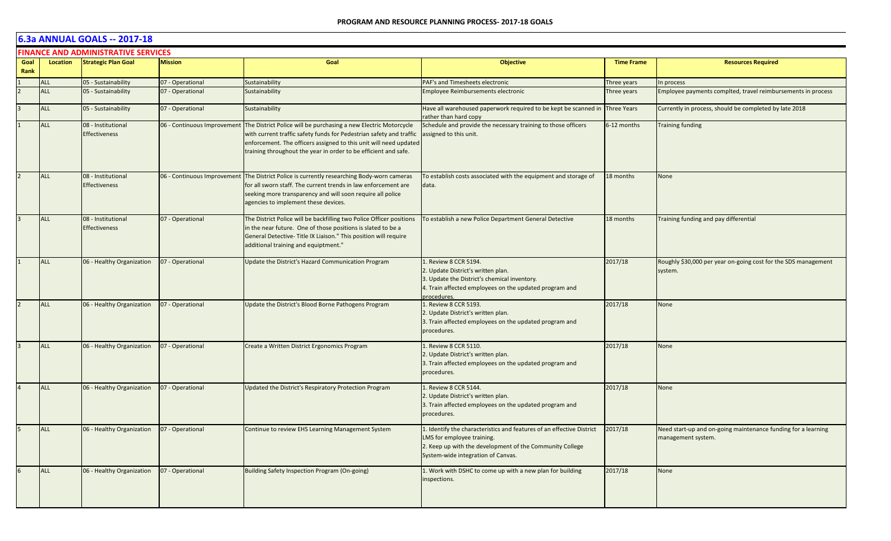## 6.3a ANNUAL GOALS -- 2017-18

### FINANCE AND ADMINISTRATIVE SERVICES

| Goal Rank | Location | Strategic Plan Goal | Mission | Goal | Objective | Time Frame | Resources Required |
|---|---|---|---|---|---|---|---|
| 1 | ALL | 05 - Sustainability | 07 - Operational | Sustainability | PAF's and Timesheets electronic | Three years | In process |
| 2 | ALL | 05 - Sustainability | 07 - Operational | Sustainability | Employee Reimbursements electronic | Three years | Employee payments complted, travel reimbursements in process |
| 3 | ALL | 05 - Sustainability | 07 - Operational | Sustainability | Have all warehoused paperwork required to be kept be scanned in rather than hard copy | Three Years | Currently in process, should be completed by late 2018 |
| 1 | ALL | 08 - Institutional Effectiveness | 06 - Continuous Improvement | The District Police will be purchasing a new Electric Motorcycle with current traffic safety funds for Pedestrian safety and traffic enforcement. The officers assigned to this unit will need updated training throughout the year in order to be efficient and safe. | Schedule and provide the necessary training to those officers assigned to this unit. | 6-12 months | Training funding |
| 2 | ALL | 08 - Institutional Effectiveness | 06 - Continuous Improvement | The District Police is currently researching Body-worn cameras for all sworn staff. The current trends in law enforcement are seeking more transparency and will soon require all police agencies to implement these devices. | To establish costs associated with the equipment and storage of data. | 18 months | None |
| 3 | ALL | 08 - Institutional Effectiveness | 07 - Operational | The District Police will be backfilling two Police Officer positions in the near future. One of those positions is slated to be a General Detective- Title IX Liaison." This position will require additional training and equiptment." | To establish a new Police Department General Detective | 18 months | Training funding and pay differential |
| 1 | ALL | 06 - Healthy Organization | 07 - Operational | Update the District's Hazard Communication Program | 1. Review 8 CCR 5194.<br>2. Update District's written plan.<br>3. Update the District's chemical inventory.<br>4. Train affected employees on the updated program and procedures. | 2017/18 | Roughly $30,000 per year on-going cost for the SDS management system. |
| 2 | ALL | 06 - Healthy Organization | 07 - Operational | Update the District's Blood Borne Pathogens Program | 1. Review 8 CCR 5193.<br>2. Update District's written plan.<br>3. Train affected employees on the updated program and procedures. | 2017/18 | None |
| 3 | ALL | 06 - Healthy Organization | 07 - Operational | Create a Written District Ergonomics Program | 1. Review 8 CCR 5110.<br>2. Update District's written plan.<br>3. Train affected employees on the updated program and procedures. | 2017/18 | None |
| 4 | ALL | 06 - Healthy Organization | 07 - Operational | Updated the District's Respiratory Protection Program | 1. Review 8 CCR 5144.<br>2. Update District's written plan.<br>3. Train affected employees on the updated program and procedures. | 2017/18 | None |
| 5 | ALL | 06 - Healthy Organization | 07 - Operational | Continue to review EHS Learning Management System | 1. Identify the characteristics and features of an effective District LMS for employee training.<br>2. Keep up with the development of the Community College System-wide integration of Canvas. | 2017/18 | Need start-up and on-going maintenance funding for a learning management system. |
| 6 | ALL | 06 - Healthy Organization | 07 - Operational | Building Safety Inspection Program (On-going) | 1. Work with DSHC to come up with a new plan for building inspections. | 2017/18 | None |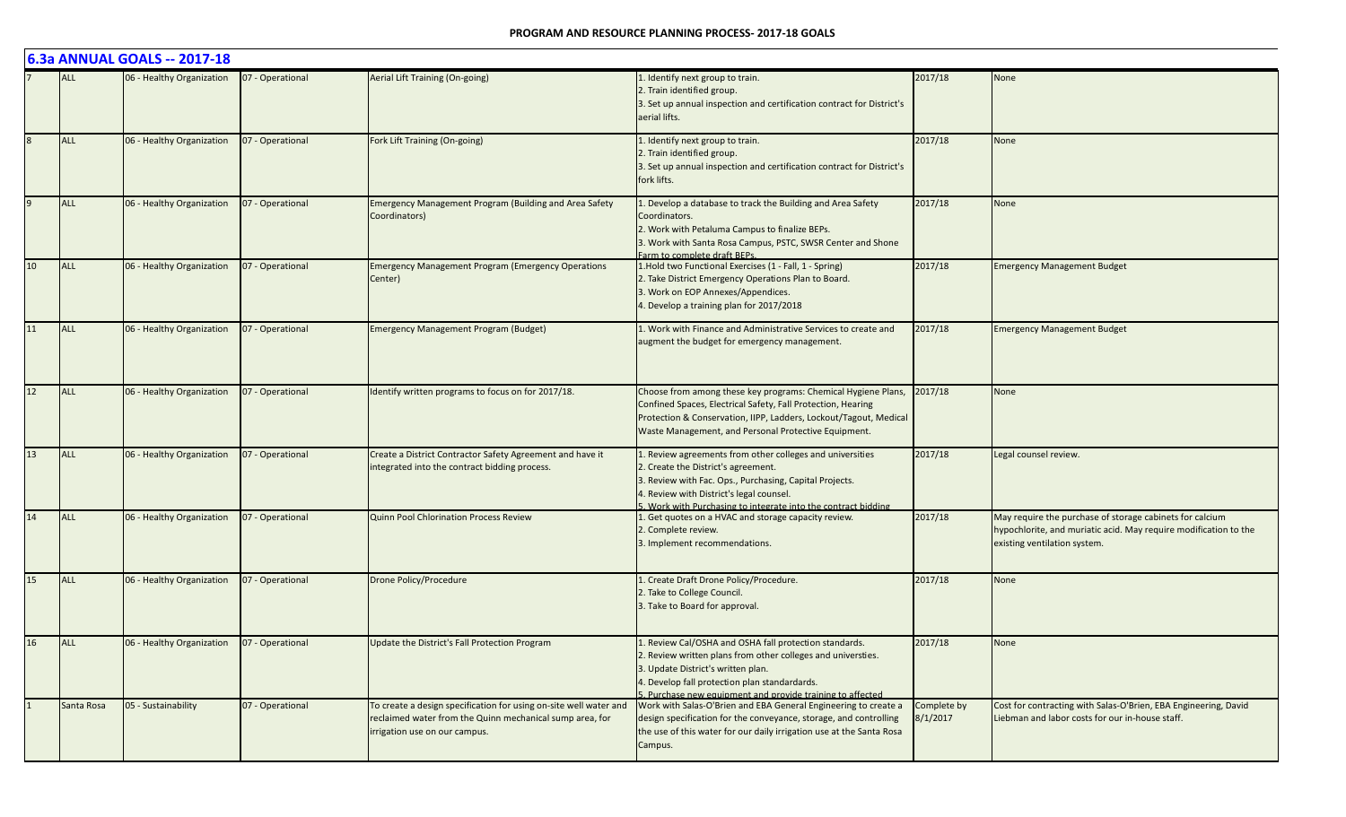# 6.3a ANNUAL GOALS -- 2017-18

| | | | | | | | |
|---|---|---|---|---|---|---|---|
| 7 | ALL | 06 - Healthy Organization | 07 - Operational | Aerial Lift Training (On-going) | 1. Identify next group to train.<br>2. Train identified group.<br>3. Set up annual inspection and certification contract for District's aerial lifts. | 2017/18 | None |
| 8 | ALL | 06 - Healthy Organization | 07 - Operational | Fork Lift Training (On-going) | 1. Identify next group to train.<br>2. Train identified group.<br>3. Set up annual inspection and certification contract for District's fork lifts. | 2017/18 | None |
| 9 | ALL | 06 - Healthy Organization | 07 - Operational | Emergency Management Program (Building and Area Safety Coordinators) | 1. Develop a database to track the Building and Area Safety Coordinators.<br>2. Work with Petaluma Campus to finalize BEPs.<br>3. Work with Santa Rosa Campus, PSTC, SWSR Center and Shone Farm to complete draft BEPs. | 2017/18 | None |
| 10 | ALL | 06 - Healthy Organization | 07 - Operational | Emergency Management Program (Emergency Operations Center) | 1.Hold two Functional Exercises (1 - Fall, 1 - Spring)<br>2. Take District Emergency Operations Plan to Board.<br>3. Work on EOP Annexes/Appendices.<br>4. Develop a training plan for 2017/2018 | 2017/18 | Emergency Management Budget |
| 11 | ALL | 06 - Healthy Organization | 07 - Operational | Emergency Management Program (Budget) | 1. Work with Finance and Administrative Services to create and augment the budget for emergency management. | 2017/18 | Emergency Management Budget |
| 12 | ALL | 06 - Healthy Organization | 07 - Operational | Identify written programs to focus on for 2017/18. | Choose from among these key programs: Chemical Hygiene Plans, Confined Spaces, Electrical Safety, Fall Protection, Hearing Protection & Conservation, IIPP, Ladders, Lockout/Tagout, Medical Waste Management, and Personal Protective Equipment. | 2017/18 | None |
| 13 | ALL | 06 - Healthy Organization | 07 - Operational | Create a District Contractor Safety Agreement and have it integrated into the contract bidding process. | 1. Review agreements from other colleges and universities<br>2. Create the District's agreement.<br>3. Review with Fac. Ops., Purchasing, Capital Projects.<br>4. Review with District's legal counsel.<br>5. Work with Purchasing to integrate into the contract bidding | 2017/18 | Legal counsel review. |
| 14 | ALL | 06 - Healthy Organization | 07 - Operational | Quinn Pool Chlorination Process Review | 1. Get quotes on a HVAC and storage capacity review.<br>2. Complete review.<br>3. Implement recommendations. | 2017/18 | May require the purchase of storage cabinets for calcium hypochlorite, and muriatic acid. May require modification to the existing ventilation system. |
| 15 | ALL | 06 - Healthy Organization | 07 - Operational | Drone Policy/Procedure | 1. Create Draft Drone Policy/Procedure.<br>2. Take to College Council.<br>3. Take to Board for approval. | 2017/18 | None |
| 16 | ALL | 06 - Healthy Organization | 07 - Operational | Update the District's Fall Protection Program | 1. Review Cal/OSHA and OSHA fall protection standards.<br>2. Review written plans from other colleges and universties.<br>3. Update District's written plan.<br>4. Develop fall protection plan standardards.<br>5. Purchase new equipment and provide training to affected | 2017/18 | None |
| 1 | Santa Rosa | 05 - Sustainability | 07 - Operational | To create a design specification for using on-site well water and reclaimed water from the Quinn mechanical sump area, for irrigation use on our campus. | Work with Salas-O'Brien and EBA General Engineering to create a design specification for the conveyance, storage, and controlling the use of this water for our daily irrigation use at the Santa Rosa Campus. | Complete by 8/1/2017 | Cost for contracting with Salas-O'Brien, EBA Engineering, David Liebman and labor costs for our in-house staff. |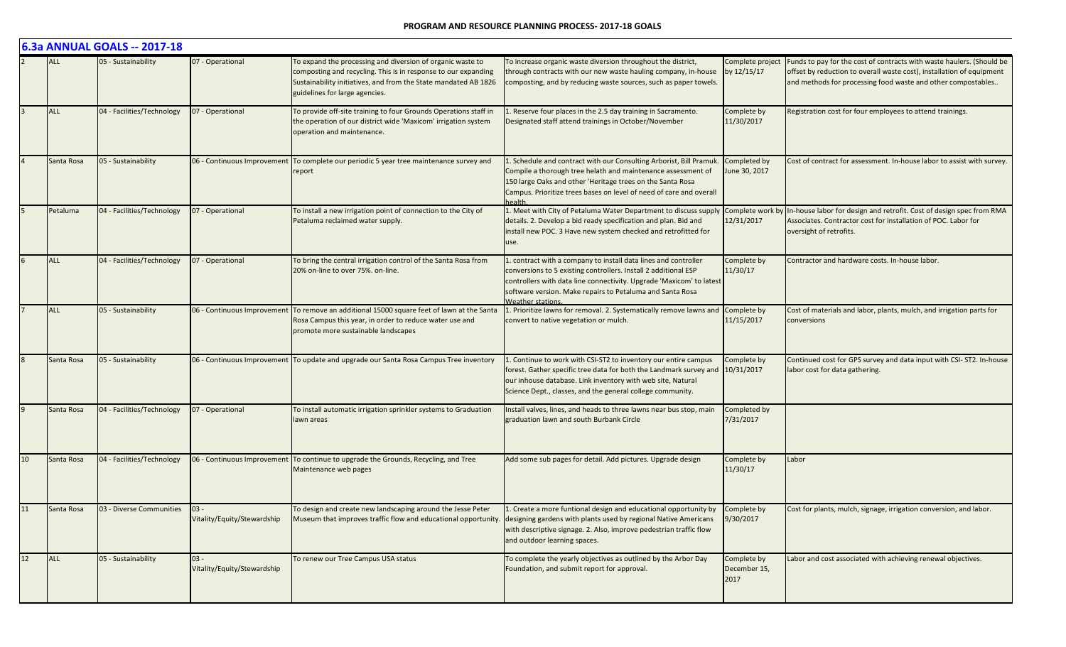## 6.3a ANNUAL GOALS -- 2017-18

| | | | | | | | |
|---|---|---|---|---|---|---|---|
| 2 | ALL | 05 - Sustainability | 07 - Operational | To expand the processing and diversion of organic waste to composting and recycling. This is in response to our expanding Sustainability initiatives, and from the State mandated AB 1826 guidelines for large agencies. | To increase organic waste diversion throughout the district, through contracts with our new waste hauling company, in-house composting, and by reducing waste sources, such as paper towels. | Complete project by 12/15/17 | Funds to pay for the cost of contracts with waste haulers. (Should be offset by reduction to overall waste cost), installation of equipment and methods for processing food waste and other compostables.. |
| 3 | ALL | 04 - Facilities/Technology | 07 - Operational | To provide off-site training to four Grounds Operations staff in the operation of our district wide 'Maxicom' irrigation system operation and maintenance. | 1. Reserve four places in the 2.5 day training in Sacramento. Designated staff attend trainings in October/November | Complete by 11/30/2017 | Registration cost for four employees to attend trainings. |
| 4 | Santa Rosa | 05 - Sustainability | 06 - Continuous Improvement | To complete our periodic 5 year tree maintenance survey and report | 1. Schedule and contract with our Consulting Arborist, Bill Pramuk. Compile a thorough tree helath and maintenance assessment of 150 large Oaks and other 'Heritage trees on the Santa Rosa Campus. Prioritize trees bases on level of need of care and overall health. | Completed by June 30, 2017 | Cost of contract for assessment. In-house labor to assist with survey. |
| 5 | Petaluma | 04 - Facilities/Technology | 07 - Operational | To install a new irrigation point of connection to the City of Petaluma reclaimed water supply. | 1. Meet with City of Petaluma Water Department to discuss supply details. 2. Develop a bid ready specification and plan. Bid and install new POC. 3 Have new system checked and retrofitted for use. | Complete work by 12/31/2017 | In-house labor for design and retrofit. Cost of design spec from RMA Associates. Contractor cost for installation of POC. Labor for oversight of retrofits. |
| 6 | ALL | 04 - Facilities/Technology | 07 - Operational | To bring the central irrigation control of the Santa Rosa from 20% on-line to over 75%. on-line. | 1. contract with a company to install data lines and controller conversions to 5 existing controllers. Install 2 additional ESP controllers with data line connectivity. Upgrade 'Maxicom' to latest software version. Make repairs to Petaluma and Santa Rosa Weather stations. | Complete by 11/30/17 | Contractor and hardware costs. In-house labor. |
| 7 | ALL | 05 - Sustainability | 06 - Continuous Improvement | To remove an additional 15000 square feet of lawn at the Santa Rosa Campus this year, in order to reduce water use and promote more sustainable landscapes | 1. Prioritize lawns for removal. 2. Systematically remove lawns and convert to native vegetation or mulch. | Complete by 11/15/2017 | Cost of materials and labor, plants, mulch, and irrigation parts for conversions |
| 8 | Santa Rosa | 05 - Sustainability | 06 - Continuous Improvement | To update and upgrade our Santa Rosa Campus Tree inventory | 1. Continue to work with CSI-ST2 to inventory our entire campus forest. Gather specific tree data for both the Landmark survey and our inhouse database. Link inventory with web site, Natural Science Dept., classes, and the general college community. | Complete by 10/31/2017 | Continued cost for GPS survey and data input with CSI- ST2. In-house labor cost for data gathering. |
| 9 | Santa Rosa | 04 - Facilities/Technology | 07 - Operational | To install automatic irrigation sprinkler systems to Graduation lawn areas | Install valves, lines, and heads to three lawns near bus stop, main graduation lawn and south Burbank Circle | Completed by 7/31/2017 | |
| 10 | Santa Rosa | 04 - Facilities/Technology | 06 - Continuous Improvement | To continue to upgrade the Grounds, Recycling, and Tree Maintenance web pages | Add some sub pages for detail. Add pictures. Upgrade design | Complete by 11/30/17 | Labor |
| 11 | Santa Rosa | 03 - Diverse Communities | 03 - Vitality/Equity/Stewardship | To design and create new landscaping around the Jesse Peter Museum that improves traffic flow and educational opportunity. | 1. Create a more funtional design and educational opportunity by designing gardens with plants used by regional Native Americans with descriptive signage. 2. Also, improve pedestrian traffic flow and outdoor learning spaces. | Complete by 9/30/2017 | Cost for plants, mulch, signage, irrigation conversion, and labor. |
| 12 | ALL | 05 - Sustainability | 03 - Vitality/Equity/Stewardship | To renew our Tree Campus USA status | To complete the yearly objectives as outlined by the Arbor Day Foundation, and submit report for approval. | Complete by December 15, 2017 | Labor and cost associated with achieving renewal objectives. |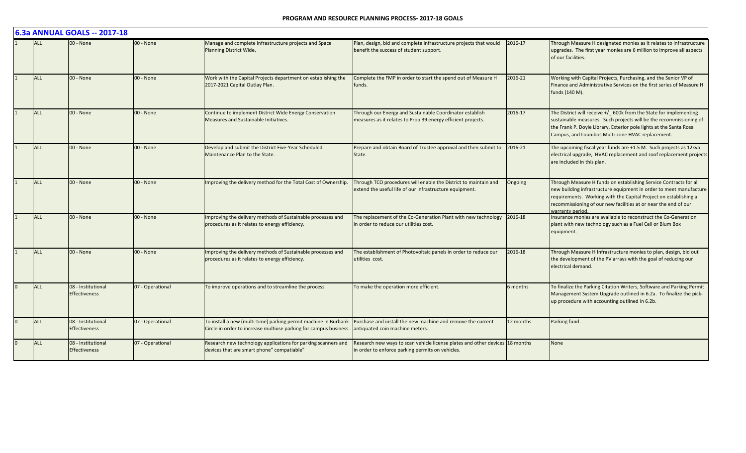## 6.3a ANNUAL GOALS -- 2017-18

| | | | | | | | |
|---|---|---|---|---|---|---|---|
| 1 | ALL | 00 - None | 00 - None | Manage and complete infrastructure projects and Space Planning District Wide. | Plan, design, bid and complete infrastructure projects that would benefit the success of student support. | 2016-17 | Through Measure H designated monies as it relates to infrastructure upgrades. The first year monies are 6 million to improve all aspects of our facilities. |
| 1 | ALL | 00 - None | 00 - None | Work with the Capital Projects department on establishing the 2017-2021 Capital Outlay Plan. | Complete the FMP in order to start the spend out of Measure H funds. | 2016-21 | Working with Capital Projects, Purchasing, and the Senior VP of Finance and Administrative Services on the first series of Measure H funds (140 M). |
| 1 | ALL | 00 - None | 00 - None | Continue to implement District Wide Energy Conservation Measures and Sustainable Initiatives. | Through our Energy and Sustainable Coordinator establish measures as it relates to Prop 39 energy efficient projects. | 2016-17 | The District will receive +/_ 600k from the State for implementing sustainable measures. Such projects will be the recommissioning of the Frank P. Doyle Library, Exterior pole lights at the Santa Rosa Campus, and Lounibos Multi-zone HVAC replacement. |
| 1 | ALL | 00 - None | 00 - None | Develop and submit the District Five-Year Scheduled Maintenance Plan to the State. | Prepare and obtain Board of Trustee approval and then submit to State. | 2016-21 | The upcoming fiscal year funds are +1.5 M. Such projects as 12kva electrical upgrade, HVAC replacement and roof replacement projects are included in this plan. |
| 1 | ALL | 00 - None | 00 - None | Improving the delivery method for the Total Cost of Ownership. | Through TCO procedures will enable the District to maintain and extend the useful life of our infrastructure equipment. | Ongoing | Through Measure H funds on establishing Service Contracts for all new building infrastructure equipment in order to meet manufacture requirements. Working with the Capital Project on establishing a recommissioning of our new facilities at or near the end of our warranty period. |
| 1 | ALL | 00 - None | 00 - None | Improving the delivery methods of Sustainable processes and procedures as it relates to energy efficiency. | The replacement of the Co-Generation Plant with new technology in order to reduce our utilities cost. | 2016-18 | Insurance monies are available to reconstruct the Co-Generation plant with new technology such as a Fuel Cell or Blum Box equipment. |
| 1 | ALL | 00 - None | 00 - None | Improving the delivery methods of Sustainable processes and procedures as it relates to energy efficiency. | The establishment of Photovoltaic panels in order to reduce our utilities cost. | 2016-18 | Through Measure H Infrastructure monies to plan, design, bid out the development of the PV arrays with the goal of reducing our electrical demand. |
| 0 | ALL | 08 - Institutional Effectiveness | 07 - Operational | To improve operations and to streamline the process | To make the operation more efficient. | 6 months | To finalize the Parking Citation Writers, Software and Parking Permit Management System Upgrade outlined in 6.2a. To finalize the pick-up procedure with accounting outlined in 6.2b. |
| 0 | ALL | 08 - Institutional Effectiveness | 07 - Operational | To install a new (multi-time) parking permit machine in Burbank Circle in order to increase multiuse parking for campus business. | Purchase and install the new machine and remove the current antiquated coin machine meters. | 12 months | Parking fund. |
| 0 | ALL | 08 - Institutional Effectiveness | 07 - Operational | Research new technology applications for parking scanners and devices that are smart phone" compatiable" | Research new ways to scan vehicle license plates and other devices in order to enforce parking permits on vehicles. | 18 months | None |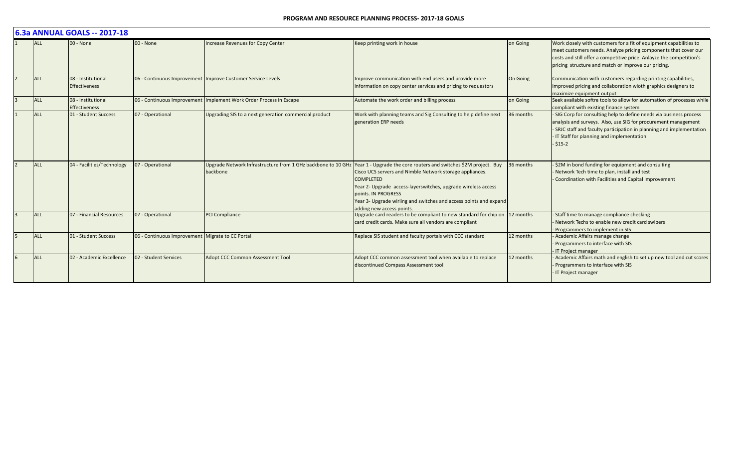## 6.3a ANNUAL GOALS -- 2017-18

| | | | | | | | |
|---|---|---|---|---|---|---|---|
| 1 | ALL | 00 - None | 00 - None | Increase Revenues for Copy Center | Keep printing work in house | on Going | Work closely with customers for a fit of equipment capabilities to meet customers needs. Analyze pricing components that cover our costs and still offer a competitive price. Anlayze the competition's pricing structure and match or improve our pricing. |
| 2 | ALL | 08 - Institutional Effectiveness | 06 - Continuous Improvement | Improve Customer Service Levels | Improve communication with end users and provide more information on copy center services and pricing to requestors | On Going | Communication with customers regarding printing capabilities, improved pricing and collaboration wioth graphics designers to maximize equipment output |
| 3 | ALL | 08 - Institutional Effectiveness | 06 - Continuous Improvement | Implement Work Order Process in Escape | Automate the work order and billing process | on Going | Seek available softre tools to allow for automation of processes while compliant with existing finance system |
| 1 | ALL | 01 - Student Success | 07 - Operational | Upgrading SIS to a next generation commercial product | Work with planning teams and Sig Consulting to help define next generation ERP needs | 36 months | - SIG Corp for consulting help to define needs via business process analysis and surveys. Also, use SIG for procurement management<br>- SRJC staff and faculty participation in planning and implementation<br>- IT Staff for planning and implementation<br>- $15-2 |
| 2 | ALL | 04 - Facilities/Technology | 07 - Operational | Upgrade Network Infrastructure from 1 GHz backbone to 10 GHz backbone | Year 1 - Upgrade the core routers and switches $2M project. Buy Cisco UCS servers and Nimble Network storage appliances. COMPLETED<br>Year 2- Upgrade access-layerswitches, upgrade wireless access points. IN PROGRESS<br>Year 3- Upgrade wiriing and switches and access points and expand adding new access points. | 36 months | - $2M in bond funding for equipment and consulting<br>- Network Tech time to plan, install and test<br>- Coordination with Facilities and Capital improvement |
| 3 | ALL | 07 - Financial Resources | 07 - Operational | PCI Compliance | Upgrade card readers to be compliant to new standard for chip on card credit cards. Make sure all vendors are compliant | 12 months | - Staff time to manage compliance checking<br>- Network Techs to enable new credit card swipers<br>- Programmers to implement in SIS |
| 5 | ALL | 01 - Student Success | 06 - Continuous Improvement | Migrate to CC Portal | Replace SIS student and faculty portals with CCC standard | 12 months | - Academic Affairs manage change<br>- Programmers to interface with SIS<br>- IT Project manager |
| 6 | ALL | 02 - Academic Excellence | 02 - Student Services | Adopt CCC Common Assessment Tool | Adopt CCC common assessment tool when available to replace discontinued Compass Assessment tool | 12 months | - Academic Affairs math and english to set up new tool and cut scores<br>- Programmers to interface with SIS<br>- IT Project manager |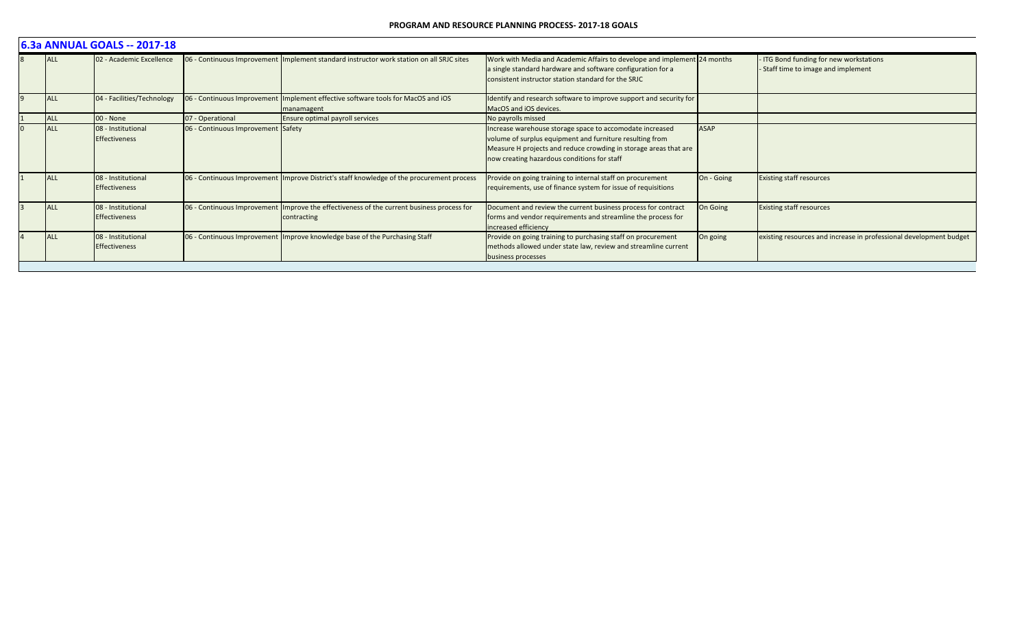## 6.3a ANNUAL GOALS -- 2017-18

| | | | | | | | |
|---|---|---|---|---|---|---|---|
| 8 | ALL | 02 - Academic Excellence | 06 - Continuous Improvement | Implement standard instructor work station on all SRJC sites | Work with Media and Academic Affairs to develope and implement a single standard hardware and software configuration for a consistent instructor station standard for the SRJC | 24 months | - ITG Bond funding for new workstations<br>- Staff time to image and implement |
| 9 | ALL | 04 - Facilities/Technology | 06 - Continuous Improvement | Implement effective software tools for MacOS and iOS manamagent | Identify and research software to improve support and security for MacOS and iOS devices. | | |
| 1 | ALL | 00 - None | 07 - Operational | Ensure optimal payroll services | No payrolls missed | | |
| 0 | ALL | 08 - Institutional Effectiveness | 06 - Continuous Improvement | Safety | Increase warehouse storage space to accomodate increased volume of surplus equipment and furniture resulting from Measure H projects and reduce crowding in storage areas that are now creating hazardous conditions for staff | ASAP | |
| 1 | ALL | 08 - Institutional Effectiveness | 06 - Continuous Improvement | Improve District's staff knowledge of the procurement process | Provide on going training to internal staff on procurement requirements, use of finance system for issue of requisitions | On - Going | Existing staff resources |
| 3 | ALL | 08 - Institutional Effectiveness | 06 - Continuous Improvement | Improve the effectiveness of the current business process for contracting | Document and review the current business process for contract forms and vendor requirements and streamline the process for increased efficiency | On Going | Existing staff resources |
| 4 | ALL | 08 - Institutional Effectiveness | 06 - Continuous Improvement | Improve knowledge base of the Purchasing Staff | Provide on going training to purchasing staff on procurement methods allowed under state law, review and streamline current business processes | On going | existing resources and increase in professional development budget |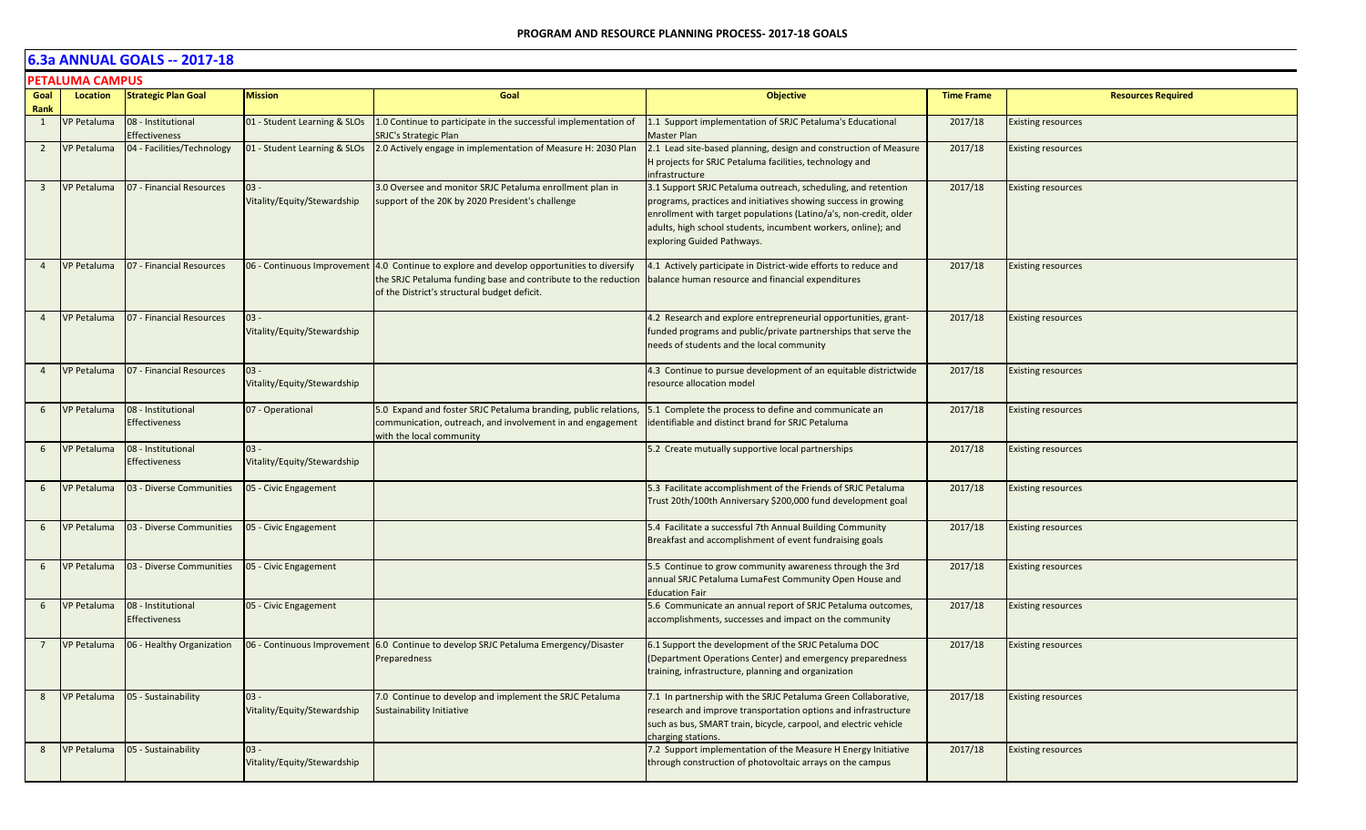**PROGRAM AND RESOURCE PLANNING PROCESS- 2017-18 GOALS**

## 6.3a ANNUAL GOALS -- 2017-18

### PETALUMA CAMPUS

| Goal Rank | Location | Strategic Plan Goal | Mission | Goal | Objective | Time Frame | Resources Required |
|---|---|---|---|---|---|---|---|
| 1 | VP Petaluma | 08 - Institutional Effectiveness | 01 - Student Learning & SLOs | 1.0 Continue to participate in the successful implementation of SRJC's Strategic Plan | 1.1 Support implementation of SRJC Petaluma's Educational Master Plan | 2017/18 | Existing resources |
| 2 | VP Petaluma | 04 - Facilities/Technology | 01 - Student Learning & SLOs | 2.0 Actively engage in implementation of Measure H: 2030 Plan | 2.1 Lead site-based planning, design and construction of Measure H projects for SRJC Petaluma facilities, technology and infrastructure | 2017/18 | Existing resources |
| 3 | VP Petaluma | 07 - Financial Resources | 03 - Vitality/Equity/Stewardship | 3.0 Oversee and monitor SRJC Petaluma enrollment plan in support of the 20K by 2020 President's challenge | 3.1 Support SRJC Petaluma outreach, scheduling, and retention programs, practices and initiatives showing success in growing enrollment with target populations (Latino/a's, non-credit, older adults, high school students, incumbent workers, online); and exploring Guided Pathways. | 2017/18 | Existing resources |
| 4 | VP Petaluma | 07 - Financial Resources | 06 - Continuous Improvement | 4.0 Continue to explore and develop opportunities to diversify the SRJC Petaluma funding base and contribute to the reduction of the District's structural budget deficit. | 4.1 Actively participate in District-wide efforts to reduce and balance human resource and financial expenditures | 2017/18 | Existing resources |
| 4 | VP Petaluma | 07 - Financial Resources | 03 - Vitality/Equity/Stewardship | | 4.2 Research and explore entrepreneurial opportunities, grant-funded programs and public/private partnerships that serve the needs of students and the local community | 2017/18 | Existing resources |
| 4 | VP Petaluma | 07 - Financial Resources | 03 - Vitality/Equity/Stewardship | | 4.3 Continue to pursue development of an equitable districtwide resource allocation model | 2017/18 | Existing resources |
| 6 | VP Petaluma | 08 - Institutional Effectiveness | 07 - Operational | 5.0 Expand and foster SRJC Petaluma branding, public relations, communication, outreach, and involvement in and engagement with the local community | 5.1 Complete the process to define and communicate an identifiable and distinct brand for SRJC Petaluma | 2017/18 | Existing resources |
| 6 | VP Petaluma | 08 - Institutional Effectiveness | 03 - Vitality/Equity/Stewardship | | 5.2 Create mutually supportive local partnerships | 2017/18 | Existing resources |
| 6 | VP Petaluma | 03 - Diverse Communities | 05 - Civic Engagement | | 5.3 Facilitate accomplishment of the Friends of SRJC Petaluma Trust 20th/100th Anniversary $200,000 fund development goal | 2017/18 | Existing resources |
| 6 | VP Petaluma | 03 - Diverse Communities | 05 - Civic Engagement | | 5.4 Facilitate a successful 7th Annual Building Community Breakfast and accomplishment of event fundraising goals | 2017/18 | Existing resources |
| 6 | VP Petaluma | 03 - Diverse Communities | 05 - Civic Engagement | | 5.5 Continue to grow community awareness through the 3rd annual SRJC Petaluma LumaFest Community Open House and Education Fair | 2017/18 | Existing resources |
| 6 | VP Petaluma | 08 - Institutional Effectiveness | 05 - Civic Engagement | | 5.6 Communicate an annual report of SRJC Petaluma outcomes, accomplishments, successes and impact on the community | 2017/18 | Existing resources |
| 7 | VP Petaluma | 06 - Healthy Organization | 06 - Continuous Improvement | 6.0 Continue to develop SRJC Petaluma Emergency/Disaster Preparedness | 6.1 Support the development of the SRJC Petaluma DOC (Department Operations Center) and emergency preparedness training, infrastructure, planning and organization | 2017/18 | Existing resources |
| 8 | VP Petaluma | 05 - Sustainability | 03 - Vitality/Equity/Stewardship | 7.0 Continue to develop and implement the SRJC Petaluma Sustainability Initiative | 7.1 In partnership with the SRJC Petaluma Green Collaborative, research and improve transportation options and infrastructure such as bus, SMART train, bicycle, carpool, and electric vehicle charging stations. | 2017/18 | Existing resources |
| 8 | VP Petaluma | 05 - Sustainability | 03 - Vitality/Equity/Stewardship | | 7.2 Support implementation of the Measure H Energy Initiative through construction of photovoltaic arrays on the campus | 2017/18 | Existing resources |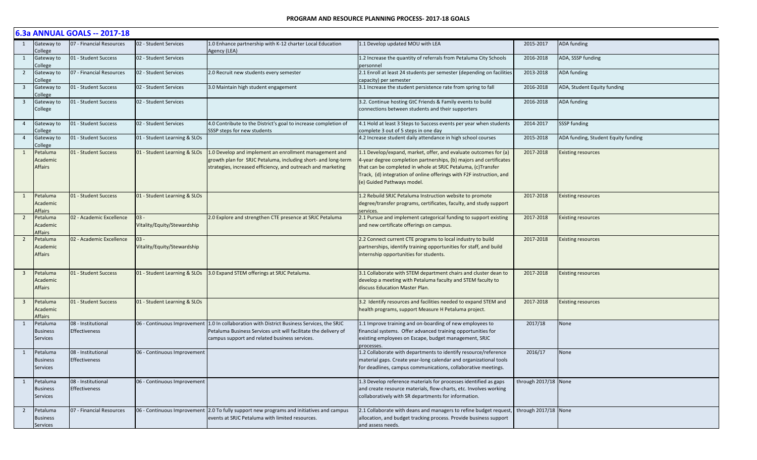## 6.3a ANNUAL GOALS -- 2017-18

| | | | | | | | |
|---|---|---|---|---|---|---|---|
| 1 | Gateway to College | 07 - Financial Resources | 02 - Student Services | 1.0 Enhance partnership with K-12 charter Local Education Agency (LEA) | 1.1 Develop updated MOU with LEA | 2015-2017 | ADA funding |
| 1 | Gateway to College | 01 - Student Success | 02 - Student Services | | 1.2 Increase the quantity of referrals from Petaluma City Schools personnel | 2016-2018 | ADA, SSSP funding |
| 2 | Gateway to College | 07 - Financial Resources | 02 - Student Services | 2.0 Recruit new students every semester | 2.1 Enroll at least 24 students per semester (depending on facilities capacity) per semester | 2013-2018 | ADA funding |
| 3 | Gateway to College | 01 - Student Success | 02 - Student Services | 3.0 Maintain high student engagement | 3.1 Increase the student persistence rate from spring to fall | 2016-2018 | ADA, Student Equity funding |
| 3 | Gateway to College | 01 - Student Success | 02 - Student Services | | 3.2. Continue hosting GtC Friends & Family events to build connections between students and their supporters | 2016-2018 | ADA funding |
| 4 | Gateway to College | 01 - Student Success | 02 - Student Services | 4.0 Contribute to the District's goal to increase completion of SSSP steps for new students | 4.1 Hold at least 3 Steps to Success events per year when students complete 3 out of 5 steps in one day | 2014-2017 | SSSP funding |
| 4 | Gateway to College | 01 - Student Success | 01 - Student Learning & SLOs | | 4.2 Increase student daily attendance in high school courses | 2015-2018 | ADA funding, Student Equity funding |
| 1 | Petaluma Academic Affairs | 01 - Student Success | 01 - Student Learning & SLOs | 1.0 Develop and implement an enrollment management and growth plan for SRJC Petaluma, including short- and long-term strategies, increased efficiency, and outreach and marketing | 1.1 Develop/expand, market, offer, and evaluate outcomes for (a) 4-year degree completion partnerships, (b) majors and certificates that can be completed in whole at SRJC Petaluma, (c)Transfer Track, (d) integration of online offerings with F2F instruction, and (e) Guided Pathways model. | 2017-2018 | Existing resources |
| 1 | Petaluma Academic Affairs | 01 - Student Success | 01 - Student Learning & SLOs | | 1.2 Rebuild SRJC Petaluma Instruction website to promote degree/transfer programs, certificates, faculty, and study support services. | 2017-2018 | Existing resources |
| 2 | Petaluma Academic Affairs | 02 - Academic Excellence | 03 - Vitality/Equity/Stewardship | 2.0 Explore and strengthen CTE presence at SRJC Petaluma | 2.1 Pursue and implement categorical funding to support existing and new certificate offerings on campus. | 2017-2018 | Existing resources |
| 2 | Petaluma Academic Affairs | 02 - Academic Excellence | 03 - Vitality/Equity/Stewardship | | 2.2 Connect current CTE programs to local industry to build partnerships, identify training opportunities for staff, and build internship opportunities for students. | 2017-2018 | Existing resources |
| 3 | Petaluma Academic Affairs | 01 - Student Success | 01 - Student Learning & SLOs | 3.0 Expand STEM offerings at SRJC Petaluma. | 3.1 Collaborate with STEM department chairs and cluster dean to develop a meeting with Petaluma faculty and STEM faculty to discuss Education Master Plan. | 2017-2018 | Existing resources |
| 3 | Petaluma Academic Affairs | 01 - Student Success | 01 - Student Learning & SLOs | | 3.2 Identify resources and facilities needed to expand STEM and health programs, support Measure H Petaluma project. | 2017-2018 | Existing resources |
| 1 | Petaluma Business Services | 08 - Institutional Effectiveness | 06 - Continuous Improvement | 1.0 In collaboration with District Business Services, the SRJC Petaluma Business Services unit will facilitate the delivery of campus support and related business services. | 1.1 Improve training and on-boarding of new employees to financial systems. Offer advanced training opportunities for existing employees on Escape, budget management, SRJC processes. | 2017/18 | None |
| 1 | Petaluma Business Services | 08 - Institutional Effectiveness | 06 - Continuous Improvement | | 1.2 Collaborate with departments to identify resource/reference material gaps. Create year-long calendar and organizational tools for deadlines, campus communications, collaborative meetings. | 2016/17 | None |
| 1 | Petaluma Business Services | 08 - Institutional Effectiveness | 06 - Continuous Improvement | | 1.3 Develop reference materials for processes identified as gaps and create resource materials, flow-charts, etc. Involves working collaboratively with SR departments for information. | through 2017/18 | None |
| 2 | Petaluma Business Services | 07 - Financial Resources | 06 - Continuous Improvement | 2.0 To fully support new programs and initiatives and campus events at SRJC Petaluma with limited resources. | 2.1 Collaborate with deans and managers to refine budget request, allocation, and budget tracking process. Provide business support and assess needs. | through 2017/18 | None |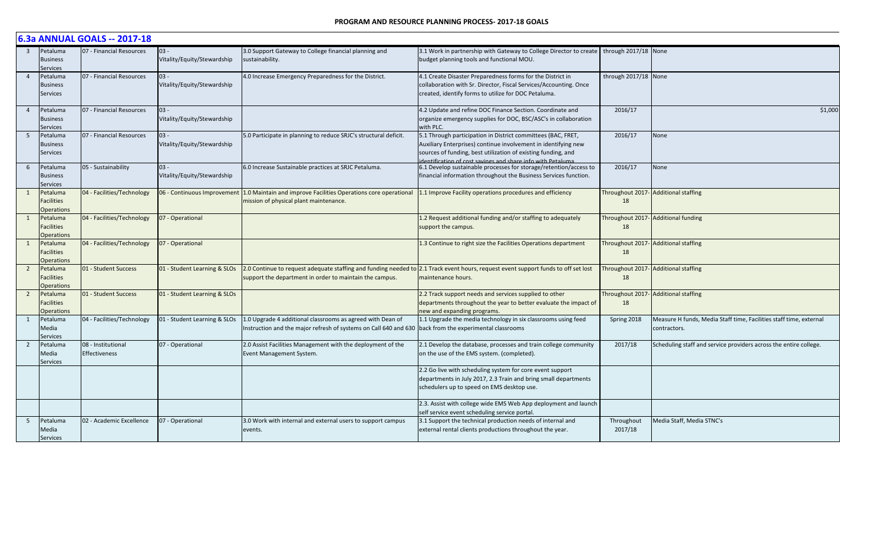## 6.3a ANNUAL GOALS -- 2017-18

| | | | | | | | |
|---|---|---|---|---|---|---|---|
| 3 | Petaluma Business Services | 07 - Financial Resources | 03 - Vitality/Equity/Stewardship | 3.0 Support Gateway to College financial planning and sustainability. | 3.1 Work in partnership with Gateway to College Director to create budget planning tools and functional MOU. | through 2017/18 | None |
| 4 | Petaluma Business Services | 07 - Financial Resources | 03 - Vitality/Equity/Stewardship | 4.0 Increase Emergency Preparedness for the District. | 4.1 Create Disaster Preparedness forms for the District in collaboration with Sr. Director, Fiscal Services/Accounting. Once created, identify forms to utilize for DOC Petaluma. | through 2017/18 | None |
| 4 | Petaluma Business Services | 07 - Financial Resources | 03 - Vitality/Equity/Stewardship | | 4.2 Update and refine DOC Finance Section. Coordinate and organize emergency supplies for DOC, BSC/ASC's in collaboration with PLC. | 2016/17 | $1,000 |
| 5 | Petaluma Business Services | 07 - Financial Resources | 03 - Vitality/Equity/Stewardship | 5.0 Participate in planning to reduce SRJC's structural deficit. | 5.1 Through participation in District committees (BAC, FRET, Auxiliary Enterprises) continue involvement in identifying new sources of funding, best utilization of existing funding, and identification of cost savings and share info with Petaluma | 2016/17 | None |
| 6 | Petaluma Business Services | 05 - Sustainability | 03 - Vitality/Equity/Stewardship | 6.0 Increase Sustainable practices at SRJC Petaluma. | 6.1 Develop sustainable processes for storage/retention/access to financial information throughout the Business Services function. | 2016/17 | None |
| 1 | Petaluma Facilities Operations | 04 - Facilities/Technology | 06 - Continuous Improvement | 1.0 Maintain and improve Facilities Operations core operational mission of physical plant maintenance. | 1.1 Improve Facility operations procedures and efficiency | Throughout 2017-18 | Additional staffing |
| 1 | Petaluma Facilities Operations | 04 - Facilities/Technology | 07 - Operational | | 1.2 Request additional funding and/or staffing to adequately support the campus. | Throughout 2017-18 | Additional funding |
| 1 | Petaluma Facilities Operations | 04 - Facilities/Technology | 07 - Operational | | 1.3 Continue to right size the Facilities Operations department | Throughout 2017-18 | Additional staffing |
| 2 | Petaluma Facilities Operations | 01 - Student Success | 01 - Student Learning & SLOs | 2.0 Continue to request adequate staffing and funding needed to support the department in order to maintain the campus. | 2.1 Track event hours, request event support funds to off set lost maintenance hours. | Throughout 2017-18 | Additional staffing |
| 2 | Petaluma Facilities Operations | 01 - Student Success | 01 - Student Learning & SLOs | | 2.2 Track support needs and services supplied to other departments throughout the year to better evaluate the impact of new and expanding programs. | Throughout 2017-18 | Additional staffing |
| 1 | Petaluma Media Services | 04 - Facilities/Technology | 01 - Student Learning & SLOs | 1.0 Upgrade 4 additional classrooms as agreed with Dean of Instruction and the major refresh of systems on Call 640 and 630 | 1.1 Upgrade the media technology in six classrooms using feed back from the experimental classrooms | Spring 2018 | Measure H funds, Media Staff time, Facilities staff time, external contractors. |
| 2 | Petaluma Media Services | 08 - Institutional Effectiveness | 07 - Operational | 2.0 Assist Facilities Management with the deployment of the Event Management System. | 2.1 Develop the database, processes and train college community on the use of the EMS system. (completed). | 2017/18 | Scheduling staff and service providers across the entire college. |
| | | | | | 2.2 Go live with scheduling system for core event support departments in July 2017, 2.3 Train and bring small departments schedulers up to speed on EMS desktop use. | | |
| | | | | | 2.3. Assist with college wide EMS Web App deployment and launch self service event scheduling service portal. | | |
| 5 | Petaluma Media Services | 02 - Academic Excellence | 07 - Operational | 3.0 Work with internal and external users to support campus events. | 3.1 Support the technical production needs of internal and external rental clients productions throughout the year. | Throughout 2017/18 | Media Staff, Media STNC's |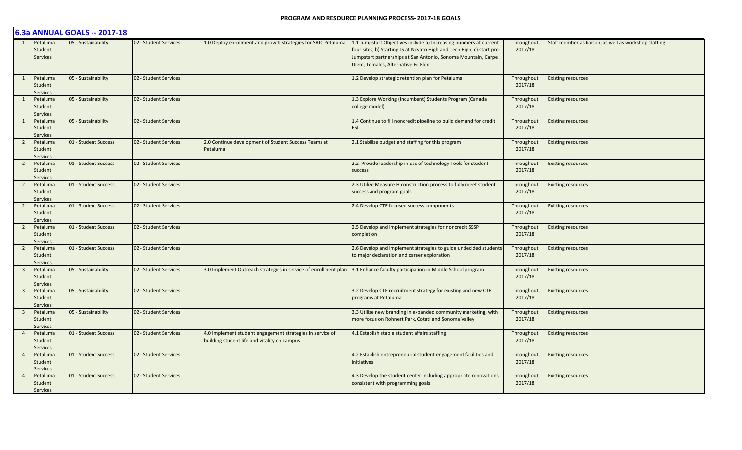## 6.3a ANNUAL GOALS -- 2017-18

| | | | | | | | |
|---|---|---|---|---|---|---|---|
| 1 | Petaluma Student Services | 05 - Sustainability | 02 - Student Services | 1.0 Deploy enrollment and growth strategies for SRJC Petaluma | 1.1 Jumpstart Objectives include a) Increasing numbers at current four sites, b) Starting JS at Novato High and Tech High, c) start pre-Jumpstart partnerships at San Antonio, Sonoma Mountain, Carpe Diem, Tomales, Alternative Ed Flex | Throughout 2017/18 | Staff member as liaison; as well as workshop staffing. |
| 1 | Petaluma Student Services | 05 - Sustainability | 02 - Student Services | | 1.2 Develop strategic retention plan for Petaluma | Throughout 2017/18 | Existing resources |
| 1 | Petaluma Student Services | 05 - Sustainability | 02 - Student Services | | 1.3 Explore Working (Incumbent) Students Program (Canada college model) | Throughout 2017/18 | Existing resources |
| 1 | Petaluma Student Services | 05 - Sustainability | 02 - Student Services | | 1.4 Continue to fill noncredit pipeline to build demand for credit ESL | Throughout 2017/18 | Existing resources |
| 2 | Petaluma Student Services | 01 - Student Success | 02 - Student Services | 2.0 Continue development of Student Success Teams at Petaluma | 2.1 Stabilize budget and staffing for this program | Throughout 2017/18 | Existing resources |
| 2 | Petaluma Student Services | 01 - Student Success | 02 - Student Services | | 2.2 Provide leadership in use of technology Tools for student success | Throughout 2017/18 | Existing resources |
| 2 | Petaluma Student Services | 01 - Student Success | 02 - Student Services | | 2.3 Utilize Measure H construction process to fully meet student success and program goals | Throughout 2017/18 | Existing resources |
| 2 | Petaluma Student Services | 01 - Student Success | 02 - Student Services | | 2.4 Develop CTE focused success components | Throughout 2017/18 | Existing resources |
| 2 | Petaluma Student Services | 01 - Student Success | 02 - Student Services | | 2.5 Develop and implement strategies for noncredit SSSP completion | Throughout 2017/18 | Existing resources |
| 2 | Petaluma Student Services | 01 - Student Success | 02 - Student Services | | 2.6 Develop and implement strategies to guide undecided students to major declaration and career exploration | Throughout 2017/18 | Existing resources |
| 3 | Petaluma Student Services | 05 - Sustainability | 02 - Student Services | 3.0 Implement Outreach strategies in service of enrollment plan | 3.1 Enhance faculty participation in Middle School program | Throughout 2017/18 | Existing resources |
| 3 | Petaluma Student Services | 05 - Sustainability | 02 - Student Services | | 3.2 Develop CTE recruitment strategy for existing and new CTE programs at Petaluma | Throughout 2017/18 | Existing resources |
| 3 | Petaluma Student Services | 05 - Sustainability | 02 - Student Services | | 3.3 Utilize new branding in expanded community marketing, with more focus on Rohnert Park, Cotati and Sonoma Valley | Throughout 2017/18 | Existing resources |
| 4 | Petaluma Student Services | 01 - Student Success | 02 - Student Services | 4.0 Implement student engagement strategies in service of building student life and vitality on campus | 4.1 Establish stable student affairs staffing | Throughout 2017/18 | Existing resources |
| 4 | Petaluma Student Services | 01 - Student Success | 02 - Student Services | | 4.2 Establish entrepreneurial student engagement facilities and initiatives | Throughout 2017/18 | Existing resources |
| 4 | Petaluma Student Services | 01 - Student Success | 02 - Student Services | | 4.3 Develop the student center including appropriate renovations consistent with programming goals | Throughout 2017/18 | Existing resources |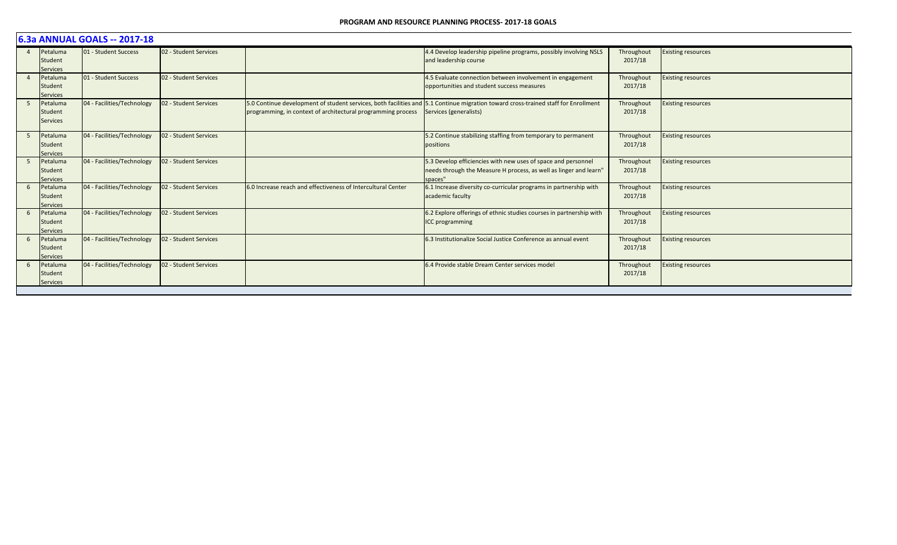## 6.3a ANNUAL GOALS -- 2017-18

| | | | | | | | |
|---|---|---|---|---|---|---|---|
| 4 | Petaluma Student Services | 01 - Student Success | 02 - Student Services | | 4.4 Develop leadership pipeline programs, possibly involving NSLS and leadership course | Throughout 2017/18 | Existing resources |
| 4 | Petaluma Student Services | 01 - Student Success | 02 - Student Services | | 4.5 Evaluate connection between involvement in engagement opportunities and student success measures | Throughout 2017/18 | Existing resources |
| 5 | Petaluma Student Services | 04 - Facilities/Technology | 02 - Student Services | 5.0 Continue development of student services, both facilities and programming, in context of architectural programming process | 5.1 Continue migration toward cross-trained staff for Enrollment Services (generalists) | Throughout 2017/18 | Existing resources |
| 5 | Petaluma Student Services | 04 - Facilities/Technology | 02 - Student Services | | 5.2 Continue stabilizing staffing from temporary to permanent positions | Throughout 2017/18 | Existing resources |
| 5 | Petaluma Student Services | 04 - Facilities/Technology | 02 - Student Services | | 5.3 Develop efficiencies with new uses of space and personnel needs through the Measure H process, as well as linger and learn" spaces" | Throughout 2017/18 | Existing resources |
| 6 | Petaluma Student Services | 04 - Facilities/Technology | 02 - Student Services | 6.0 Increase reach and effectiveness of Intercultural Center | 6.1 Increase diversity co-curricular programs in partnership with academic faculty | Throughout 2017/18 | Existing resources |
| 6 | Petaluma Student Services | 04 - Facilities/Technology | 02 - Student Services | | 6.2 Explore offerings of ethnic studies courses in partnership with ICC programming | Throughout 2017/18 | Existing resources |
| 6 | Petaluma Student Services | 04 - Facilities/Technology | 02 - Student Services | | 6.3 Institutionalize Social Justice Conference as annual event | Throughout 2017/18 | Existing resources |
| 6 | Petaluma Student Services | 04 - Facilities/Technology | 02 - Student Services | | 6.4 Provide stable Dream Center services model | Throughout 2017/18 | Existing resources |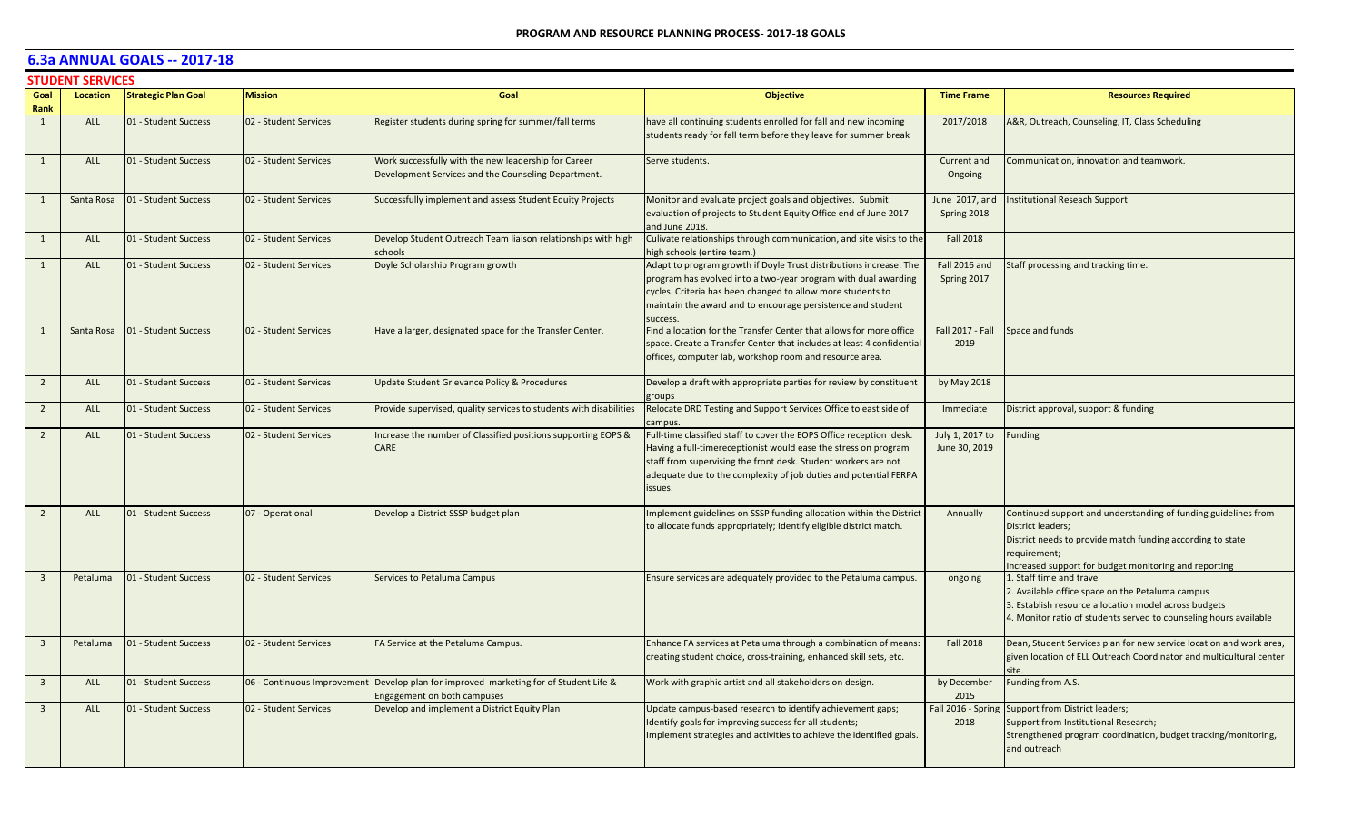## 6.3a ANNUAL GOALS -- 2017-18

### STUDENT SERVICES

| Goal Rank | Location | Strategic Plan Goal | Mission | Goal | Objective | Time Frame | Resources Required |
|---|---|---|---|---|---|---|---|
| 1 | ALL | 01 - Student Success | 02 - Student Services | Register students during spring for summer/fall terms | have all continuing students enrolled for fall and new incoming students ready for fall term before they leave for summer break | 2017/2018 | A&R, Outreach, Counseling, IT, Class Scheduling |
| 1 | ALL | 01 - Student Success | 02 - Student Services | Work successfully with the new leadership for Career Development Services and the Counseling Department. | Serve students. | Current and Ongoing | Communication, innovation and teamwork. |
| 1 | Santa Rosa | 01 - Student Success | 02 - Student Services | Successfully implement and assess Student Equity Projects | Monitor and evaluate project goals and objectives. Submit evaluation of projects to Student Equity Office end of June 2017 and June 2018. | June 2017, and Spring 2018 | Institutional Reseach Support |
| 1 | ALL | 01 - Student Success | 02 - Student Services | Develop Student Outreach Team liaison relationships with high schools | Culivate relationships through communication, and site visits to the high schools (entire team.) | Fall 2018 | |
| 1 | ALL | 01 - Student Success | 02 - Student Services | Doyle Scholarship Program growth | Adapt to program growth if Doyle Trust distributions increase. The program has evolved into a two-year program with dual awarding cycles. Criteria has been changed to allow more students to maintain the award and to encourage persistence and student success. | Fall 2016 and Spring 2017 | Staff processing and tracking time. |
| 1 | Santa Rosa | 01 - Student Success | 02 - Student Services | Have a larger, designated space for the Transfer Center. | Find a location for the Transfer Center that allows for more office space. Create a Transfer Center that includes at least 4 confidential offices, computer lab, workshop room and resource area. | Fall 2017 - Fall 2019 | Space and funds |
| 2 | ALL | 01 - Student Success | 02 - Student Services | Update Student Grievance Policy & Procedures | Develop a draft with appropriate parties for review by constituent groups | by May 2018 | |
| 2 | ALL | 01 - Student Success | 02 - Student Services | Provide supervised, quality services to students with disabilities | Relocate DRD Testing and Support Services Office to east side of campus. | Immediate | District approval, support & funding |
| 2 | ALL | 01 - Student Success | 02 - Student Services | Increase the number of Classified positions supporting EOPS & CARE | Full-time classified staff to cover the EOPS Office reception desk. Having a full-timereceptionist would ease the stress on program staff from supervising the front desk. Student workers are not adequate due to the complexity of job duties and potential FERPA issues. | July 1, 2017 to June 30, 2019 | Funding |
| 2 | ALL | 01 - Student Success | 07 - Operational | Develop a District SSSP budget plan | Implement guidelines on SSSP funding allocation within the District to allocate funds appropriately; Identify eligible district match. | Annually | Continued support and understanding of funding guidelines from District leaders;<br>District needs to provide match funding according to state requirement;<br>Increased support for budget monitoring and reporting |
| 3 | Petaluma | 01 - Student Success | 02 - Student Services | Services to Petaluma Campus | Ensure services are adequately provided to the Petaluma campus. | ongoing | 1. Staff time and travel<br>2. Available office space on the Petaluma campus<br>3. Establish resource allocation model across budgets<br>4. Monitor ratio of students served to counseling hours available |
| 3 | Petaluma | 01 - Student Success | 02 - Student Services | FA Service at the Petaluma Campus. | Enhance FA services at Petaluma through a combination of means: creating student choice, cross-training, enhanced skill sets, etc. | Fall 2018 | Dean, Student Services plan for new service location and work area, given location of ELL Outreach Coordinator and multicultural center site. |
| 3 | ALL | 01 - Student Success | 06 - Continuous Improvement | Develop plan for improved marketing for of Student Life & Engagement on both campuses | Work with graphic artist and all stakeholders on design. | by December 2015 | Funding from A.S. |
| 3 | ALL | 01 - Student Success | 02 - Student Services | Develop and implement a District Equity Plan | Update campus-based research to identify achievement gaps;<br>Identify goals for improving success for all students;<br>Implement strategies and activities to achieve the identified goals. | Fall 2016 - Spring 2018 | Support from District leaders;<br>Support from Institutional Research;<br>Strengthened program coordination, budget tracking/monitoring, and outreach |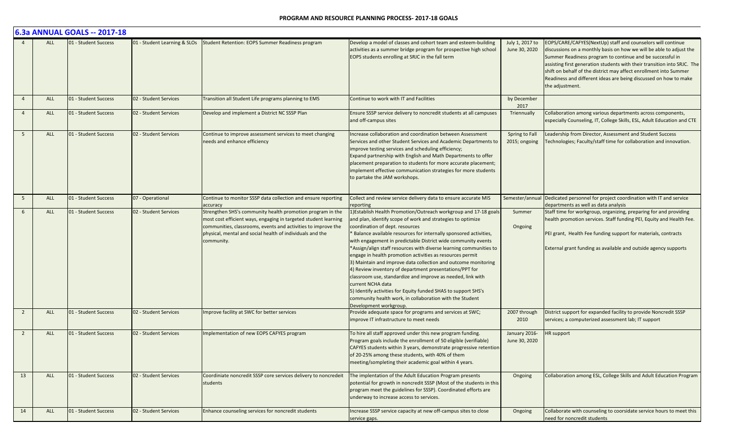**PROGRAM AND RESOURCE PLANNING PROCESS- 2017-18 GOALS**

## 6.3a ANNUAL GOALS -- 2017-18

| | | | | | | | |
|---|---|---|---|---|---|---|---|
| 4 | ALL | 01 - Student Success | 01 - Student Learning & SLOs | Student Retention: EOPS Summer Readiness program | Develop a model of classes and cohort team and esteem-building activities as a summer bridge program for prospective high school EOPS students enrolling at SRJC in the fall term | July 1, 2017 to June 30, 2020 | EOPS/CARE/CAFYES(NextUp) staff and counselors will continue discussions on a monthly basis on how we will be able to adjust the Summer Readiness program to continue and be successful in assisting first generation students with their transition into SRJC. The shift on behalf of the district may affect enrollment into Summer Readiness and different ideas are being discussed on how to make the adjustment. |
| 4 | ALL | 01 - Student Success | 02 - Student Services | Transition all Student Life programs planning to EMS | Continue to work with IT and Facilities | by December 2017 | |
| 4 | ALL | 01 - Student Success | 02 - Student Services | Develop and implement a District NC SSSP Plan | Ensure SSSP service delivery to noncredit students at all campuses and off-campus sites | Triennually | Collaboration among various departments across components, especially Counseling, IT, College Skills, ESL, Adult Education and CTE |
| 5 | ALL | 01 - Student Success | 02 - Student Services | Continue to improve assessment services to meet changing needs and enhance efficiency | Increase collaboration and coordination between Assessment Services and other Student Services and Academic Departments to improve testing services and scheduling efficiency;<br>Expand partnership with English and Math Departments to offer placement preparation to students for more accurate placement;<br>implement effective communication strategies for more students to partake the JAM workshops. | Spring to Fall 2015; ongoing | Leadership from Director, Assessment and Student Success Technologies; Faculty/staff time for collaboration and innovation. |
| 5 | ALL | 01 - Student Success | 07 - Operational | Continue to monitor SSSP data collection and ensure reporting accuracy | Collect and review service delivery data to ensure accurate MIS reporting | Semester/annual | Dedicated personnel for project coordination with IT and service departments as well as data analysis |
| 6 | ALL | 01 - Student Success | 02 - Student Services | Strengthen SHS's community health promotion program in the most cost efficient ways, engaging in targeted student learning communities, classrooms, events and activities to improve the physical, mental and social health of individuals and the community. | 1)Establish Health Promotion/Outreach workgroup and 17-18 goals and plan, identify scope of work and strategies to optimize coordination of dept. resources<br>* Balance available resources for internally sponsored activities, with engagement in predictable District wide community events<br>*Assign/align staff resources with diverse learning communities to engage in health promotion activities as resources permit<br>3) Maintain and improve data collection and outcome monitoring<br>4) Review inventory of department presentations/PPT for classroom use, standardize and improve as needed, link with current NCHA data<br>5) Identify activities for Equity funded SHAS to support SHS's community health work, in collaboration with the Student Development workgroup. | Summer<br><br>Ongoing | Staff time for workgroup, organizing, preparing for and providing health promotion services. Staff funding PEI, Equity and Health Fee.<br><br>PEI grant, Health Fee funding support for materials, contracts<br><br>External grant funding as available and outside agency supports |
| 2 | ALL | 01 - Student Success | 02 - Student Services | Improve facility at SWC for better services | Provide adequate space for programs and services at SWC; improve IT infrastructure to meet needs | 2007 through 2010 | District support for expanded facility to provide Noncredit SSSP services; a computerized assessment lab; IT support |
| 2 | ALL | 01 - Student Success | 02 - Student Services | Implementation of new EOPS CAFYES program | To hire all staff approved under this new program funding. Program goals include the enrollment of 50 eligible (verifiable) CAFYES students within 3 years, demonstrate progressive retention of 20-25% among these students, with 40% of them meeting/sompleting their academic goal within 4 years. | January 2016-June 30, 2020 | HR support |
| 13 | ALL | 01 - Student Success | 02 - Student Services | Coordiniate noncredit SSSP core services delivery to noncredeit students | The implentation of the Adult Education Program presents potential for growth in noncredit SSSP (Most of the students in this program meet the guidelines for SSSP). Coordinated efforts are underway to increase access to services. | Ongoing | Collaboration among ESL, College Skills and Adult Education Program |
| 14 | ALL | 01 - Student Success | 02 - Student Services | Enhance counseling services for noncredit students | Increase SSSP service capacity at new off-campus sites to close service gaps. | Ongoing | Collaborate with counseling to coorsidate service hours to meet this need for noncredit students |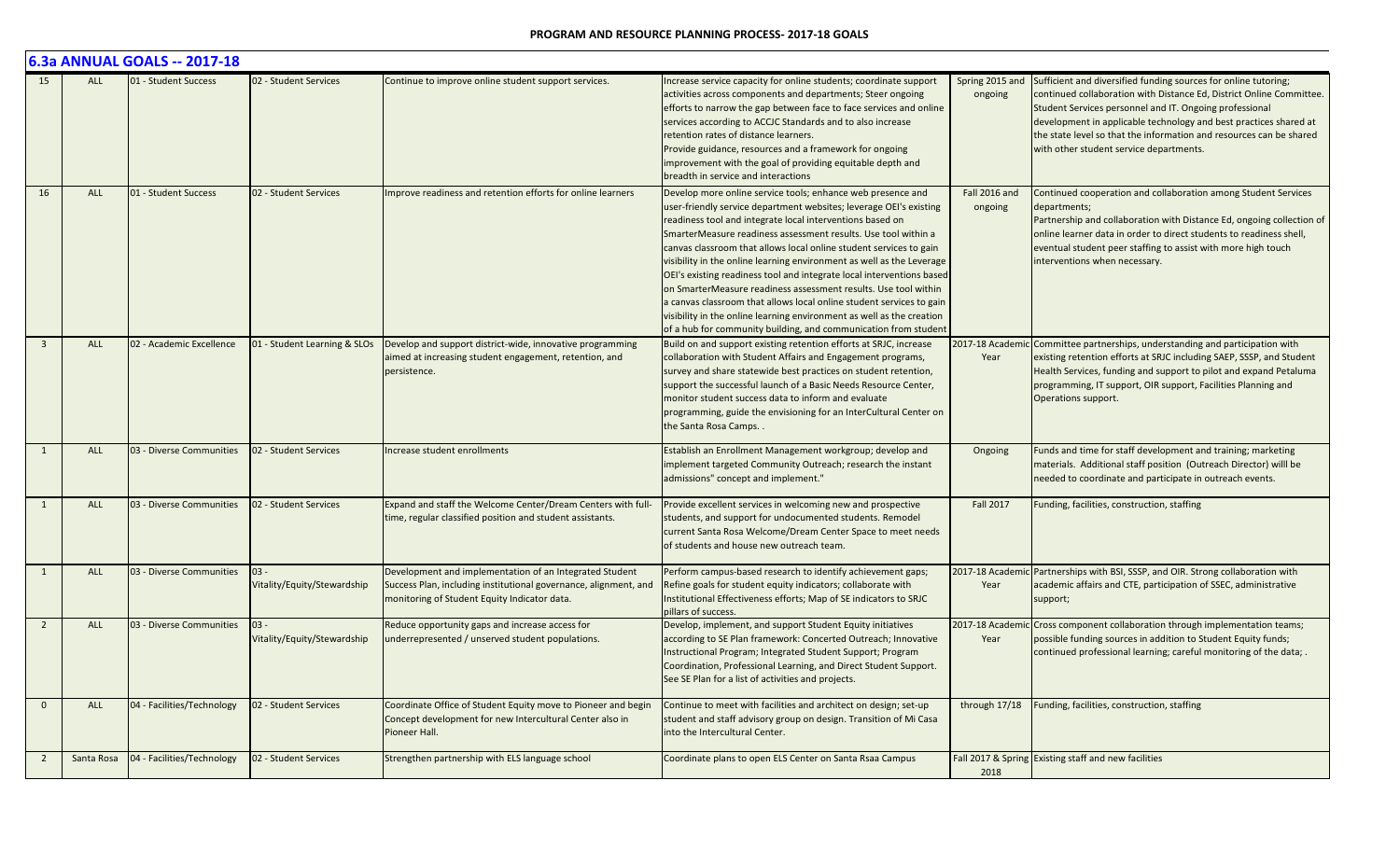## 6.3a ANNUAL GOALS -- 2017-18

| | | | | | | | |
|---|---|---|---|---|---|---|---|
| 15 | ALL | 01 - Student Success | 02 - Student Services | Continue to improve online student support services. | Increase service capacity for online students; coordinate support activities across components and departments; Steer ongoing efforts to narrow the gap between face to face services and online services according to ACCJC Standards and to also increase retention rates of distance learners. Provide guidance, resources and a framework for ongoing improvement with the goal of providing equitable depth and breadth in service and interactions | Spring 2015 and ongoing | Sufficient and diversified funding sources for online tutoring; continued collaboration with Distance Ed, District Online Committee. Student Services personnel and IT. Ongoing professional development in applicable technology and best practices shared at the state level so that the information and resources can be shared with other student service departments. |
| 16 | ALL | 01 - Student Success | 02 - Student Services | Improve readiness and retention efforts for online learners | Develop more online service tools; enhance web presence and user-friendly service department websites; leverage OEI's existing readiness tool and integrate local interventions based on SmarterMeasure readiness assessment results. Use tool within a canvas classroom that allows local online student services to gain visibility in the online learning environment as well as the Leverage OEI's existing readiness tool and integrate local interventions based on SmarterMeasure readiness assessment results. Use tool within a canvas classroom that allows local online student services to gain visibility in the online learning environment as well as the creation of a hub for community building, and communication from student | Fall 2016 and ongoing | Continued cooperation and collaboration among Student Services departments; Partnership and collaboration with Distance Ed, ongoing collection of online learner data in order to direct students to readiness shell, eventual student peer staffing to assist with more high touch interventions when necessary. |
| 3 | ALL | 02 - Academic Excellence | 01 - Student Learning & SLOs | Develop and support district-wide, innovative programming aimed at increasing student engagement, retention, and persistence. | Build on and support existing retention efforts at SRJC, increase collaboration with Student Affairs and Engagement programs, survey and share statewide best practices on student retention, support the successful launch of a Basic Needs Resource Center, monitor student success data to inform and evaluate programming, guide the envisioning for an InterCultural Center on the Santa Rosa Camps. . | 2017-18 Academic Year | Committee partnerships, understanding and participation with existing retention efforts at SRJC including SAEP, SSSP, and Student Health Services, funding and support to pilot and expand Petaluma programming, IT support, OIR support, Facilities Planning and Operations support. |
| 1 | ALL | 03 - Diverse Communities | 02 - Student Services | Increase student enrollments | Establish an Enrollment Management workgroup; develop and implement targeted Community Outreach; research the instant admissions" concept and implement." | Ongoing | Funds and time for staff development and training; marketing materials. Additional staff position (Outreach Director) willl be needed to coordinate and participate in outreach events. |
| 1 | ALL | 03 - Diverse Communities | 02 - Student Services | Expand and staff the Welcome Center/Dream Centers with full-time, regular classified position and student assistants. | Provide excellent services in welcoming new and prospective students, and support for undocumented students. Remodel current Santa Rosa Welcome/Dream Center Space to meet needs of students and house new outreach team. | Fall 2017 | Funding, facilities, construction, staffing |
| 1 | ALL | 03 - Diverse Communities | 03 - Vitality/Equity/Stewardship | Development and implementation of an Integrated Student Success Plan, including institutional governance, alignment, and monitoring of Student Equity Indicator data. | Perform campus-based research to identify achievement gaps; Refine goals for student equity indicators; collaborate with Institutional Effectiveness efforts; Map of SE indicators to SRJC pillars of success. | 2017-18 Academic Year | Partnerships with BSI, SSSP, and OIR. Strong collaboration with academic affairs and CTE, participation of SSEC, administrative support; |
| 2 | ALL | 03 - Diverse Communities | 03 - Vitality/Equity/Stewardship | Reduce opportunity gaps and increase access for underrepresented / unserved student populations. | Develop, implement, and support Student Equity initiatives according to SE Plan framework: Concerted Outreach; Innovative Instructional Program; Integrated Student Support; Program Coordination, Professional Learning, and Direct Student Support. See SE Plan for a list of activities and projects. | 2017-18 Academic Year | Cross component collaboration through implementation teams; possible funding sources in addition to Student Equity funds; continued professional learning; careful monitoring of the data; . |
| 0 | ALL | 04 - Facilities/Technology | 02 - Student Services | Coordinate Office of Student Equity move to Pioneer and begin Concept development for new Intercultural Center also in Pioneer Hall. | Continue to meet with facilities and architect on design; set-up student and staff advisory group on design. Transition of Mi Casa into the Intercultural Center. | through 17/18 | Funding, facilities, construction, staffing |
| 2 | Santa Rosa | 04 - Facilities/Technology | 02 - Student Services | Strengthen partnership with ELS language school | Coordinate plans to open ELS Center on Santa Rsaa Campus | Fall 2017 & Spring 2018 | Existing staff and new facilities |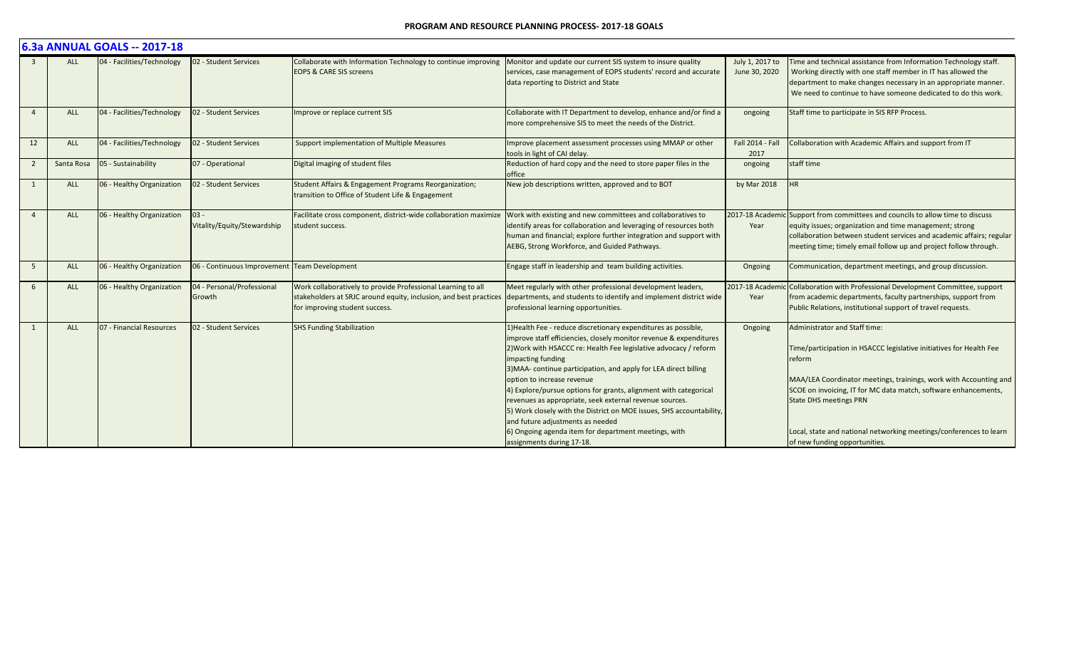## 6.3a ANNUAL GOALS -- 2017-18

| | | | | | | | |
|---|---|---|---|---|---|---|---|
| 3 | ALL | 04 - Facilities/Technology | 02 - Student Services | Collaborate with Information Technology to continue improving EOPS & CARE SIS screens | Monitor and update our current SIS system to insure quality services, case management of EOPS students' record and accurate data reporting to District and State | July 1, 2017 to June 30, 2020 | Time and technical assistance from Information Technology staff. Working directly with one staff member in IT has allowed the department to make changes necessary in an appropriate manner. We need to continue to have someone dedicated to do this work. |
| 4 | ALL | 04 - Facilities/Technology | 02 - Student Services | Improve or replace current SIS | Collaborate with IT Department to develop, enhance and/or find a more comprehensive SIS to meet the needs of the District. | ongoing | Staff time to participate in SIS RFP Process. |
| 12 | ALL | 04 - Facilities/Technology | 02 - Student Services | Support implementation of Multiple Measures | Improve placement assessment processes using MMAP or other tools in light of CAI delay. | Fall 2014 - Fall 2017 | Collaboration with Academic Affairs and support from IT |
| 2 | Santa Rosa | 05 - Sustainability | 07 - Operational | Digital imaging of student files | Reduction of hard copy and the need to store paper files in the office | ongoing | staff time |
| 1 | ALL | 06 - Healthy Organization | 02 - Student Services | Student Affairs & Engagement Programs Reorganization; transition to Office of Student Life & Engagement | New job descriptions written, approved and to BOT | by Mar 2018 | HR |
| 4 | ALL | 06 - Healthy Organization | 03 - Vitality/Equity/Stewardship | Facilitate cross component, district-wide collaboration maximize student success. | Work with existing and new committees and collaboratives to identify areas for collaboration and leveraging of resources both human and financial; explore further integration and support with AEBG, Strong Workforce, and Guided Pathways. | 2017-18 Academic Year | Support from committees and councils to allow time to discuss equity issues; organization and time management; strong collaboration between student services and academic affairs; regular meeting time; timely email follow up and project follow through. |
| 5 | ALL | 06 - Healthy Organization | 06 - Continuous Improvement | Team Development | Engage staff in leadership and team building activities. | Ongoing | Communication, department meetings, and group discussion. |
| 6 | ALL | 06 - Healthy Organization | 04 - Personal/Professional Growth | Work collaboratively to provide Professional Learning to all stakeholders at SRJC around equity, inclusion, and best practices for improving student success. | Meet regularly with other professional development leaders, departments, and students to identify and implement district wide professional learning opportunities. | 2017-18 Academic Year | Collaboration with Professional Development Committee, support from academic departments, faculty partnerships, support from Public Relations, institutional support of travel requests. |
| 1 | ALL | 07 - Financial Resources | 02 - Student Services | SHS Funding Stabilization | 1)Health Fee - reduce discretionary expenditures as possible, improve staff efficiencies, closely monitor revenue & expenditures<br>2)Work with HSACCC re: Health Fee legislative advocacy / reform impacting funding<br>3)MAA- continue participation, and apply for LEA direct billing option to increase revenue<br>4) Explore/pursue options for grants, alignment with categorical revenues as appropriate, seek external revenue sources.<br>5) Work closely with the District on MOE issues, SHS accountability, and future adjustments as needed<br>6) Ongoing agenda item for department meetings, with assignments during 17-18. | Ongoing | Administrator and Staff time:<br><br>Time/participation in HSACCC legislative initiatives for Health Fee reform<br><br>MAA/LEA Coordinator meetings, trainings, work with Accounting and SCOE on invoicing, IT for MC data match, software enhancements, State DHS meetings PRN<br><br>Local, state and national networking meetings/conferences to learn of new funding opportunities. |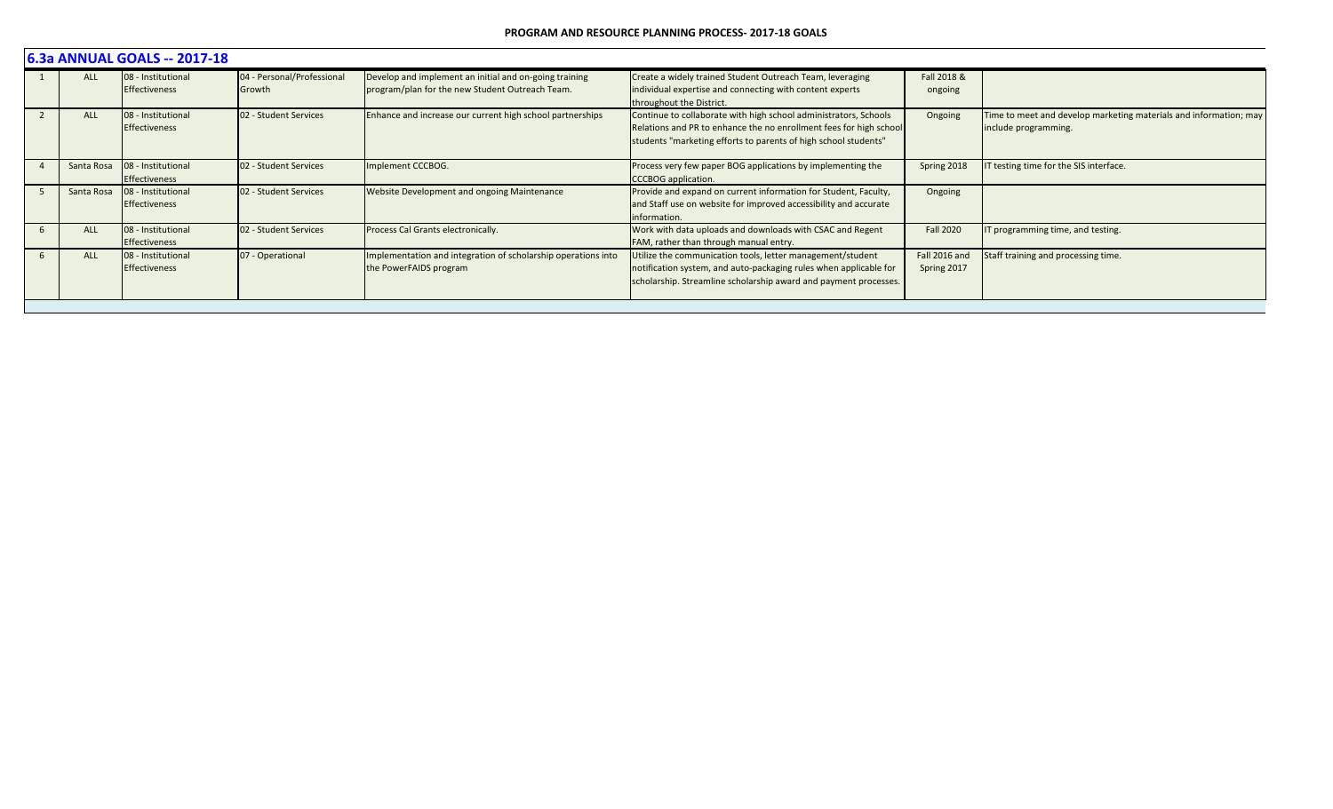## 6.3a ANNUAL GOALS -- 2017-18

| | | | | | | | |
|---|---|---|---|---|---|---|---|
| 1 | ALL | 08 - Institutional Effectiveness | 04 - Personal/Professional Growth | Develop and implement an initial and on-going training program/plan for the new Student Outreach Team. | Create a widely trained Student Outreach Team, leveraging individual expertise and connecting with content experts throughout the District. | Fall 2018 & ongoing | |
| 2 | ALL | 08 - Institutional Effectiveness | 02 - Student Services | Enhance and increase our current high school partnerships | Continue to collaborate with high school administrators, Schools Relations and PR to enhance the no enrollment fees for high school students "marketing efforts to parents of high school students" | Ongoing | Time to meet and develop marketing materials and information; may include programming. |
| 4 | Santa Rosa | 08 - Institutional Effectiveness | 02 - Student Services | Implement CCCBOG. | Process very few paper BOG applications by implementing the CCCBOG application. | Spring 2018 | IT testing time for the SIS interface. |
| 5 | Santa Rosa | 08 - Institutional Effectiveness | 02 - Student Services | Website Development and ongoing Maintenance | Provide and expand on current information for Student, Faculty, and Staff use on website for improved accessibility and accurate information. | Ongoing | |
| 6 | ALL | 08 - Institutional Effectiveness | 02 - Student Services | Process Cal Grants electronically. | Work with data uploads and downloads with CSAC and Regent FAM, rather than through manual entry. | Fall 2020 | IT programming time, and testing. |
| 6 | ALL | 08 - Institutional Effectiveness | 07 - Operational | Implementation and integration of scholarship operations into the PowerFAIDS program | Utilize the communication tools, letter management/student notification system, and auto-packaging rules when applicable for scholarship. Streamline scholarship award and payment processes. | Fall 2016 and Spring 2017 | Staff training and processing time. |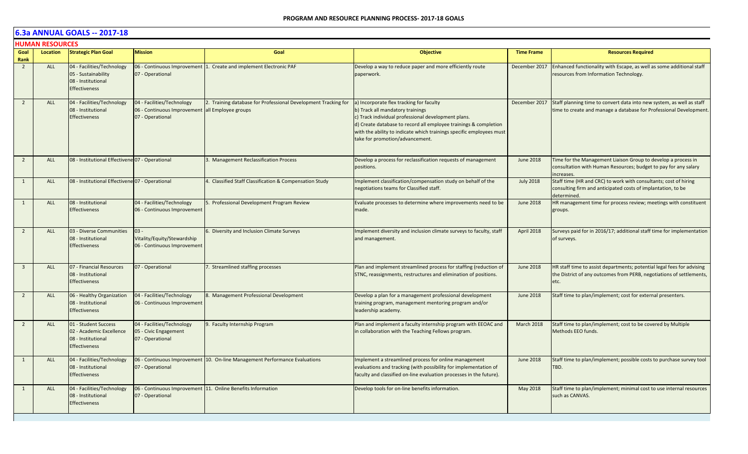## 6.3a ANNUAL GOALS -- 2017-18

### HUMAN RESOURCES

| Goal Rank | Location | Strategic Plan Goal | Mission | Goal | Objective | Time Frame | Resources Required |
|---|---|---|---|---|---|---|---|
| 2 | ALL | 04 - Facilities/Technology<br>05 - Sustainability<br>08 - Institutional Effectiveness | 06 - Continuous Improvement<br>07 - Operational | 1. Create and implement Electronic PAF | Develop a way to reduce paper and more efficiently route paperwork. | December 2017 | Enhanced functionality with Escape, as well as some additional staff resources from Information Technology. |
| 2 | ALL | 04 - Facilities/Technology<br>08 - Institutional Effectiveness | 04 - Facilities/Technology<br>06 - Continuous Improvement<br>07 - Operational | 2. Training database for Professional Development Tracking for all Employee groups | a) Incorporate flex tracking for faculty<br>b) Track all mandatory trainings<br>c) Track individual professional development plans.<br>d) Create database to record all employee trainings & completion with the ability to indicate which trainings specific employees must take for promotion/advancement. | December 2017 | Staff planning time to convert data into new system, as well as staff time to create and manage a database for Professional Development. |
| 2 | ALL | 08 - Institutional Effectiveness | 07 - Operational | 3. Management Reclassification Process | Develop a process for reclassification requests of management positions. | June 2018 | Time for the Management Liaison Group to develop a process in consultation with Human Resources; budget to pay for any salary increases. |
| 1 | ALL | 08 - Institutional Effectiveness | 07 - Operational | 4. Classified Staff Classification & Compensation Study | Implement classification/compensation study on behalf of the negotiations teams for Classified staff. | July 2018 | Staff time (HR and CRC) to work with consultants; cost of hiring consulting firm and anticipated costs of implantation, to be determined. |
| 1 | ALL | 08 - Institutional Effectiveness | 04 - Facilities/Technology<br>06 - Continuous Improvement | 5. Professional Development Program Review | Evaluate processes to determine where improvements need to be made. | June 2018 | HR management time for process review; meetings with constituent groups. |
| 2 | ALL | 03 - Diverse Communities<br>08 - Institutional Effectiveness | 03 - Vitality/Equity/Stewardship<br>06 - Continuous Improvement | 6. Diversity and Inclusion Climate Surveys | Implement diversity and inclusion climate surveys to faculty, staff and management. | April 2018 | Surveys paid for in 2016/17; additional staff time for implementation of surveys. |
| 3 | ALL | 07 - Financial Resources<br>08 - Institutional Effectiveness | 07 - Operational | 7. Streamlined staffing processes | Plan and implement streamlined process for staffing (reduction of STNC, reassignments, restructures and elimination of positions. | June 2018 | HR staff time to assist departments; potential legal fees for advising the District of any outcomes from PERB, negotiations of settlements, etc. |
| 2 | ALL | 06 - Healthy Organization<br>08 - Institutional Effectiveness | 04 - Facilities/Technology<br>06 - Continuous Improvement | 8. Management Professional Development | Develop a plan for a management professional development training program, management mentoring program and/or leadership academy. | June 2018 | Staff time to plan/implement; cost for external presenters. |
| 2 | ALL | 01 - Student Success<br>02 - Academic Excellence<br>08 - Institutional Effectiveness | 04 - Facilities/Technology<br>05 - Civic Engagement<br>07 - Operational | 9. Faculty Internship Program | Plan and implement a faculty internship program with EEOAC and in collaboration with the Teaching Fellows program. | March 2018 | Staff time to plan/implement; cost to be covered by Multiple Methods EEO funds. |
| 1 | ALL | 04 - Facilities/Technology<br>08 - Institutional Effectiveness | 06 - Continuous Improvement<br>07 - Operational | 10. On-line Management Performance Evaluations | Implement a streamlined process for online management evaluations and tracking (with possibility for implementation of faculty and classified on-line evaluation processes in the future). | June 2018 | Staff time to plan/implement; possible costs to purchase survey tool TBD. |
| 1 | ALL | 04 - Facilities/Technology<br>08 - Institutional Effectiveness | 06 - Continuous Improvement<br>07 - Operational | 11. Online Benefits Information | Develop tools for on-line benefits information. | May 2018 | Staff time to plan/implement; minimal cost to use internal resources such as CANVAS. |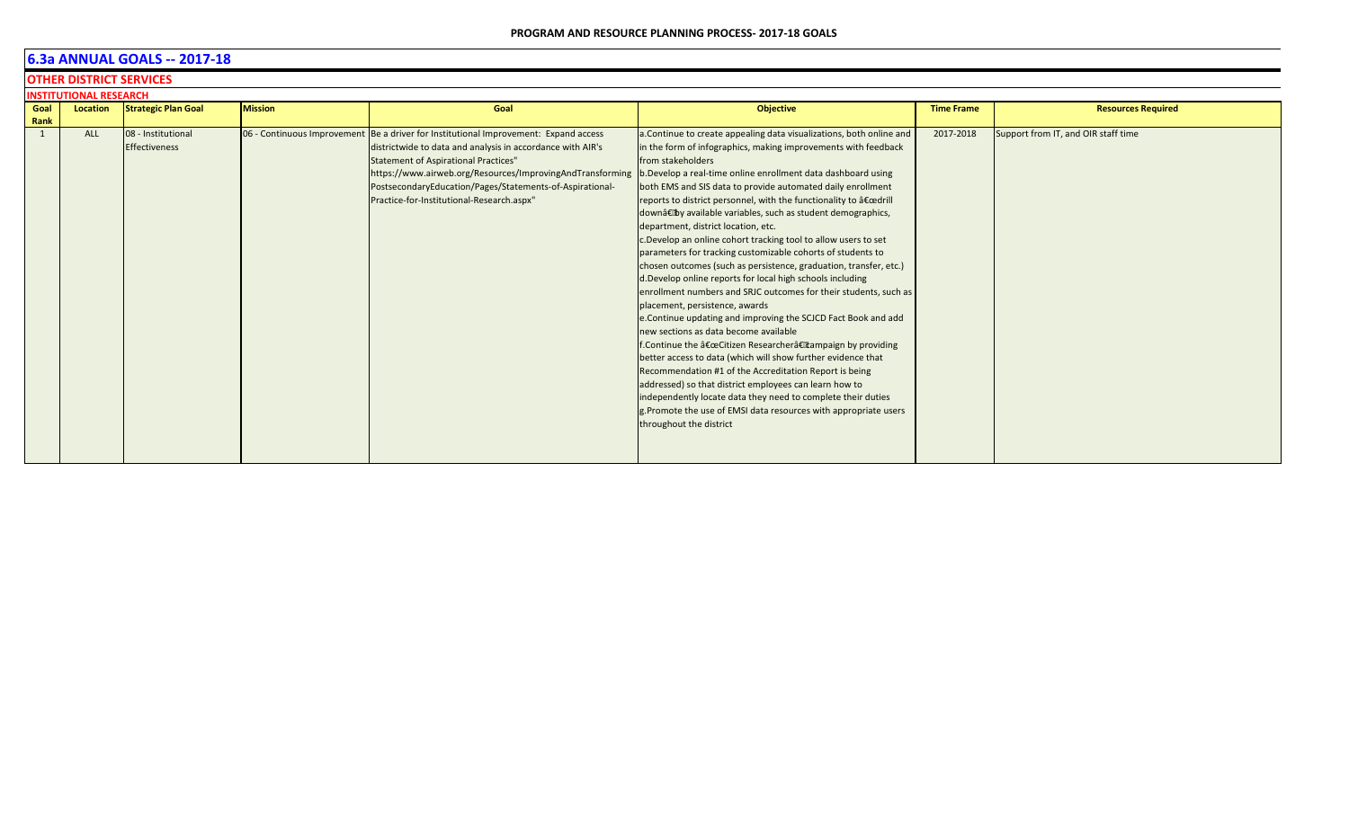**PROGRAM AND RESOURCE PLANNING PROCESS- 2017-18 GOALS**

## 6.3a ANNUAL GOALS -- 2017-18

### OTHER DISTRICT SERVICES

#### INSTITUTIONAL RESEARCH

| Goal Rank | Location | Strategic Plan Goal | Mission | Goal | Objective | Time Frame | Resources Required |
|---|---|---|---|---|---|---|---|
| 1 | ALL | 08 - Institutional Effectiveness | 06 - Continuous Improvement | Be a driver for Institutional Improvement: Expand access districtwide to data and analysis in accordance with AIR's Statement of Aspirational Practices" https://www.airweb.org/Resources/ImprovingAndTransforming PostsecondaryEducation/Pages/Statements-of-Aspirational-Practice-for-Institutional-Research.aspx" | a.Continue to create appealing data visualizations, both online and in the form of infographics, making improvements with feedback from stakeholders<br>b.Develop a real-time online enrollment data dashboard using both EMS and SIS data to provide automated daily enrollment reports to district personnel, with the functionality to â€œdrill downâ€by available variables, such as student demographics, department, district location, etc.<br>c.Develop an online cohort tracking tool to allow users to set parameters for tracking customizable cohorts of students to chosen outcomes (such as persistence, graduation, transfer, etc.)<br>d.Develop online reports for local high schools including enrollment numbers and SRJC outcomes for their students, such as placement, persistence, awards<br>e.Continue updating and improving the SCJCD Fact Book and add new sections as data become available<br>f.Continue the â€œCitizen Researcherâ€campaign by providing better access to data (which will show further evidence that Recommendation #1 of the Accreditation Report is being addressed) so that district employees can learn how to independently locate data they need to complete their duties<br>g.Promote the use of EMSI data resources with appropriate users throughout the district | 2017-2018 | Support from IT, and OIR staff time |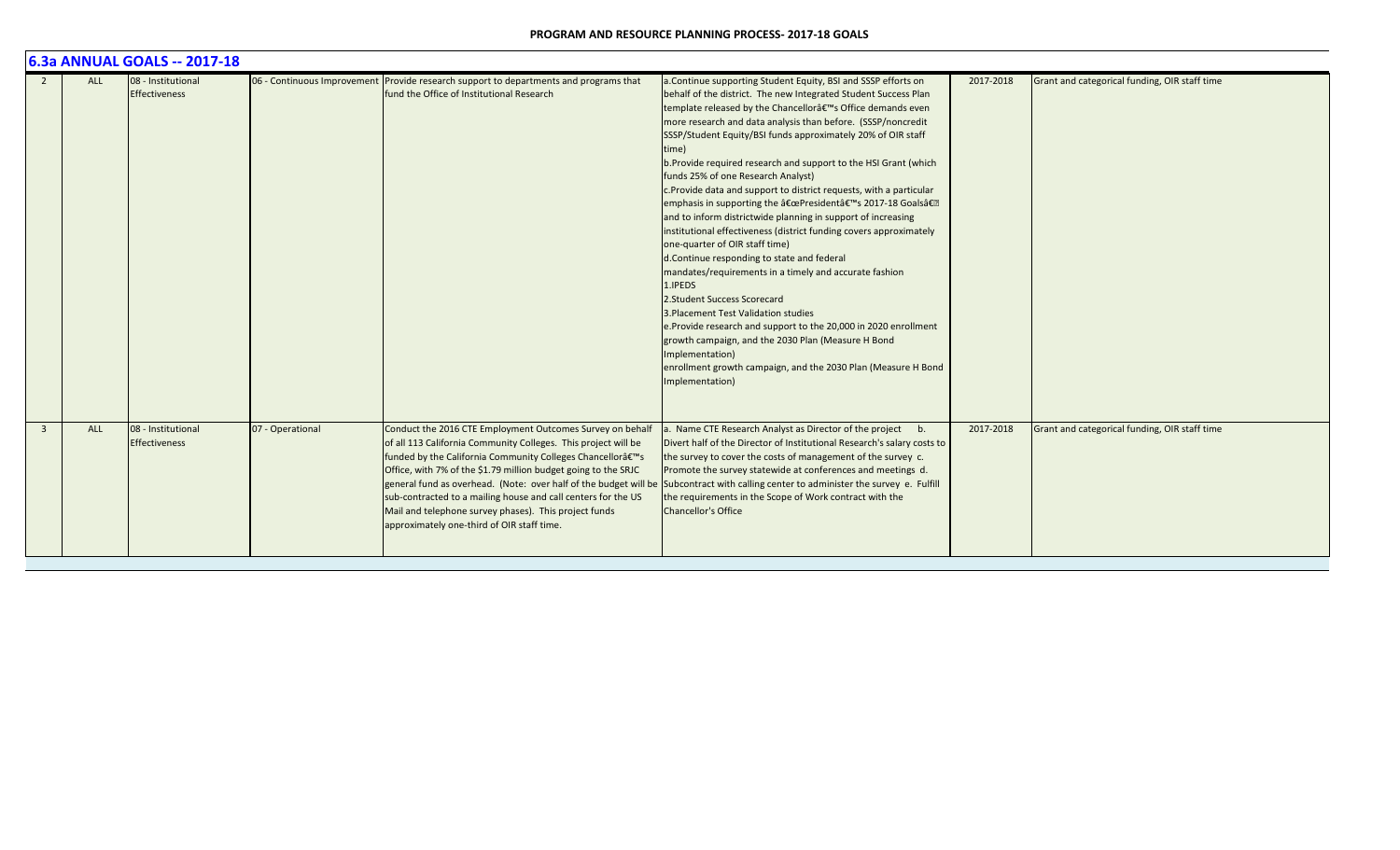## 6.3a ANNUAL GOALS -- 2017-18

| | | | | | | | |
|---|---|---|---|---|---|---|---|
| 2 | ALL | 08 - Institutional Effectiveness | 06 - Continuous Improvement | Provide research support to departments and programs that fund the Office of Institutional Research | a.Continue supporting Student Equity, BSI and SSSP efforts on behalf of the district. The new Integrated Student Success Plan template released by the Chancellorâ€™s Office demands even more research and data analysis than before. (SSSP/noncredit SSSP/Student Equity/BSI funds approximately 20% of OIR staff time)<br>b.Provide required research and support to the HSI Grant (which funds 25% of one Research Analyst)<br>c.Provide data and support to district requests, with a particular emphasis in supporting the â€œPresidentâ€™s 2017-18 Goalsâ€ and to inform districtwide planning in support of increasing institutional effectiveness (district funding covers approximately one-quarter of OIR staff time)<br>d.Continue responding to state and federal mandates/requirements in a timely and accurate fashion<br>1.IPEDS<br>2.Student Success Scorecard<br>3.Placement Test Validation studies<br>e.Provide research and support to the 20,000 in 2020 enrollment growth campaign, and the 2030 Plan (Measure H Bond Implementation)<br>enrollment growth campaign, and the 2030 Plan (Measure H Bond Implementation) | 2017-2018 | Grant and categorical funding, OIR staff time |
| 3 | ALL | 08 - Institutional Effectiveness | 07 - Operational | Conduct the 2016 CTE Employment Outcomes Survey on behalf of all 113 California Community Colleges. This project will be funded by the California Community Colleges Chancellorâ€™s Office, with 7% of the $1.79 million budget going to the SRJC general fund as overhead. (Note: over half of the budget will be sub-contracted to a mailing house and call centers for the US Mail and telephone survey phases). This project funds approximately one-third of OIR staff time. | a. Name CTE Research Analyst as Director of the project b. Divert half of the Director of Institutional Research's salary costs to the survey to cover the costs of management of the survey c. Promote the survey statewide at conferences and meetings d. Subcontract with calling center to administer the survey e. Fulfill the requirements in the Scope of Work contract with the Chancellor's Office | 2017-2018 | Grant and categorical funding, OIR staff time |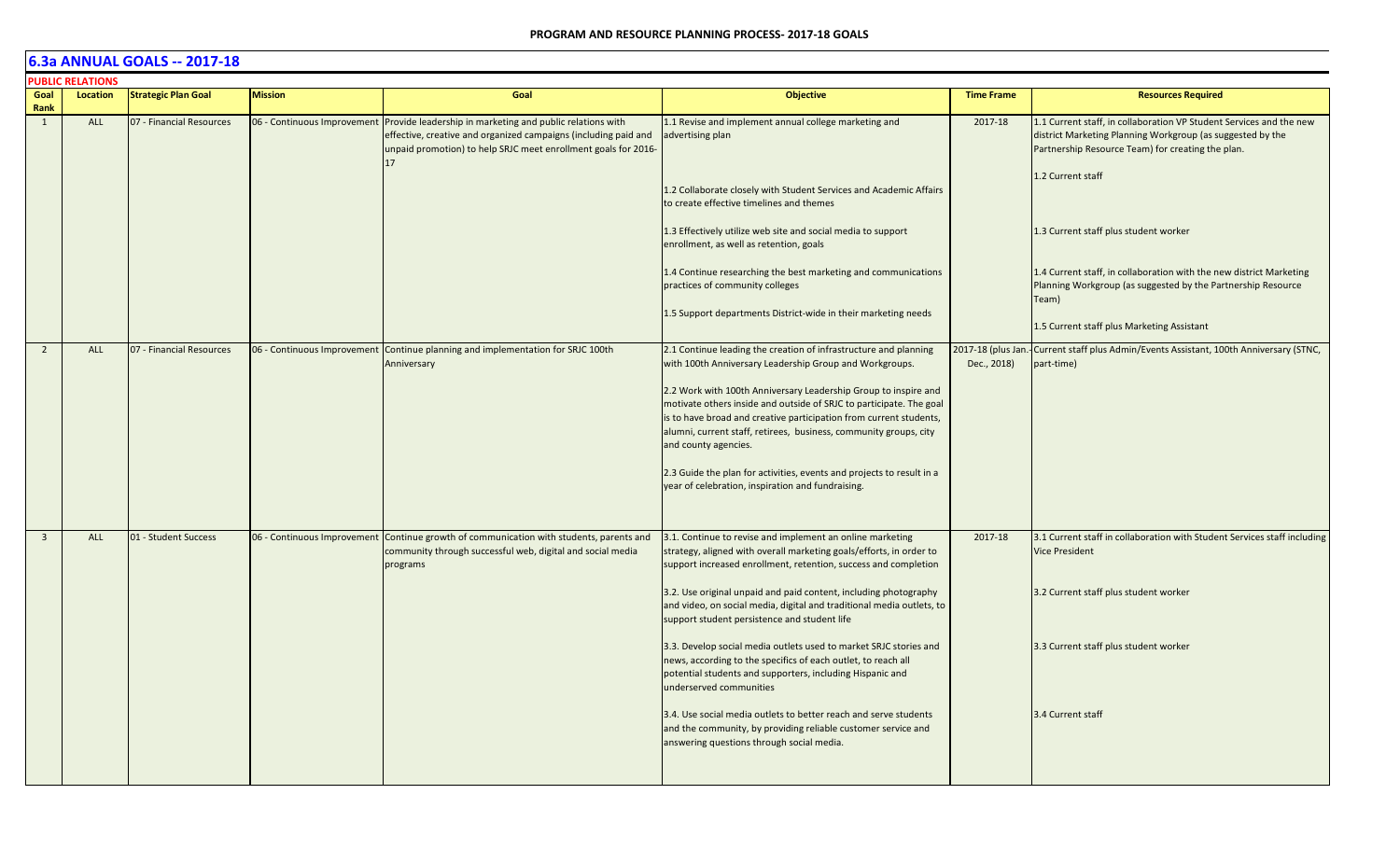## PROGRAM AND RESOURCE PLANNING PROCESS- 2017-18 GOALS

## 6.3a ANNUAL GOALS -- 2017-18

**PUBLIC RELATIONS**

| Goal Rank | Location | Strategic Plan Goal | Mission | Goal | Objective | Time Frame | Resources Required |
|---|---|---|---|---|---|---|---|
| 1 | ALL | 07 - Financial Resources | 06 - Continuous Improvement | Provide leadership in marketing and public relations with effective, creative and organized campaigns (including paid and unpaid promotion) to help SRJC meet enrollment goals for 2016-17 | 1.1 Revise and implement annual college marketing and advertising plan<br><br>1.2 Collaborate closely with Student Services and Academic Affairs to create effective timelines and themes<br><br>1.3 Effectively utilize web site and social media to support enrollment, as well as retention, goals<br><br>1.4 Continue researching the best marketing and communications practices of community colleges<br><br>1.5 Support departments District-wide in their marketing needs | 2017-18 | 1.1 Current staff, in collaboration VP Student Services and the new district Marketing Planning Workgroup (as suggested by the Partnership Resource Team) for creating the plan.<br><br>1.2 Current staff<br><br>1.3 Current staff plus student worker<br><br>1.4 Current staff, in collaboration with the new district Marketing Planning Workgroup (as suggested by the Partnership Resource Team)<br><br>1.5 Current staff plus Marketing Assistant |
| 2 | ALL | 07 - Financial Resources | 06 - Continuous Improvement | Continue planning and implementation for SRJC 100th Anniversary | 2.1 Continue leading the creation of infrastructure and planning with 100th Anniversary Leadership Group and Workgroups.<br><br>2.2 Work with 100th Anniversary Leadership Group to inspire and motivate others inside and outside of SRJC to participate. The goal is to have broad and creative participation from current students, alumni, current staff, retirees, business, community groups, city and county agencies.<br><br>2.3 Guide the plan for activities, events and projects to result in a year of celebration, inspiration and fundraising. | 2017-18 (plus Jan.-Dec., 2018) | Current staff plus Admin/Events Assistant, 100th Anniversary (STNC, part-time) |
| 3 | ALL | 01 - Student Success | 06 - Continuous Improvement | Continue growth of communication with students, parents and community through successful web, digital and social media programs | 3.1. Continue to revise and implement an online marketing strategy, aligned with overall marketing goals/efforts, in order to support increased enrollment, retention, success and completion<br><br>3.2. Use original unpaid and paid content, including photography and video, on social media, digital and traditional media outlets, to support student persistence and student life<br><br>3.3. Develop social media outlets used to market SRJC stories and news, according to the specifics of each outlet, to reach all potential students and supporters, including Hispanic and underserved communities<br><br>3.4. Use social media outlets to better reach and serve students and the community, by providing reliable customer service and answering questions through social media. | 2017-18 | 3.1 Current staff in collaboration with Student Services staff including Vice President<br><br>3.2 Current staff plus student worker<br><br>3.3 Current staff plus student worker<br><br>3.4 Current staff |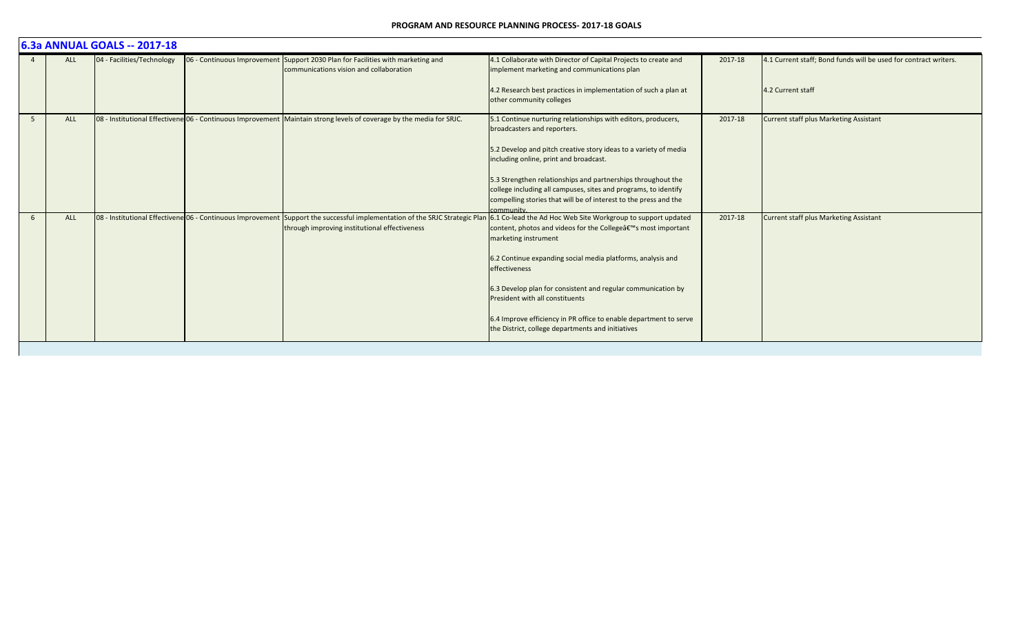## 6.3a ANNUAL GOALS -- 2017-18

| | | | | | | | |
|---|---|---|---|---|---|---|---|
| 4 | ALL | 04 - Facilities/Technology | 06 - Continuous Improvement | Support 2030 Plan for Facilities with marketing and communications vision and collaboration | 4.1 Collaborate with Director of Capital Projects to create and implement marketing and communications plan<br><br>4.2 Research best practices in implementation of such a plan at other community colleges | 2017-18 | 4.1 Current staff; Bond funds will be used for contract writers.<br><br>4.2 Current staff |
| 5 | ALL | 08 - Institutional Effectivene | 06 - Continuous Improvement | Maintain strong levels of coverage by the media for SRJC. | 5.1 Continue nurturing relationships with editors, producers, broadcasters and reporters.<br><br>5.2 Develop and pitch creative story ideas to a variety of media including online, print and broadcast.<br><br>5.3 Strengthen relationships and partnerships throughout the college including all campuses, sites and programs, to identify compelling stories that will be of interest to the press and the community. | 2017-18 | Current staff plus Marketing Assistant |
| 6 | ALL | 08 - Institutional Effectivene | 06 - Continuous Improvement | Support the successful implementation of the SRJC Strategic Plan through improving institutional effectiveness | 6.1 Co-lead the Ad Hoc Web Site Workgroup to support updated content, photos and videos for the Collegeâ€™s most important marketing instrument<br><br>6.2 Continue expanding social media platforms, analysis and effectiveness<br><br>6.3 Develop plan for consistent and regular communication by President with all constituents<br><br>6.4 Improve efficiency in PR office to enable department to serve the District, college departments and initiatives | 2017-18 | Current staff plus Marketing Assistant |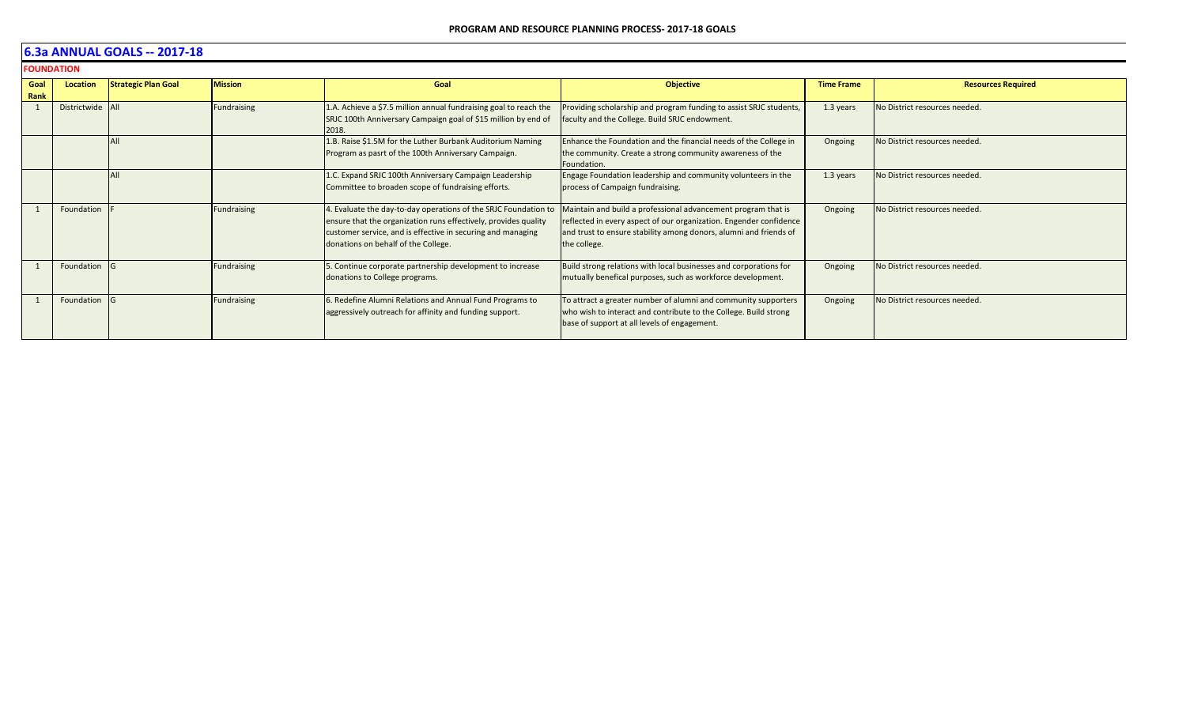## 6.3a ANNUAL GOALS -- 2017-18

**FOUNDATION**

| Goal Rank | Location | Strategic Plan Goal | Mission | Goal | Objective | Time Frame | Resources Required |
|---|---|---|---|---|---|---|---|
| 1 | Districtwide | All | Fundraising | 1.A. Achieve a $7.5 million annual fundraising goal to reach the SRJC 100th Anniversary Campaign goal of $15 million by end of 2018. | Providing scholarship and program funding to assist SRJC students, faculty and the College. Build SRJC endowment. | 1.3 years | No District resources needed. |
| | | All | | 1.B. Raise $1.5M for the Luther Burbank Auditorium Naming Program as pasrt of the 100th Anniversary Campaign. | Enhance the Foundation and the financial needs of the College in the community. Create a strong community awareness of the Foundation. | Ongoing | No District resources needed. |
| | | All | | 1.C. Expand SRJC 100th Anniversary Campaign Leadership Committee to broaden scope of fundraising efforts. | Engage Foundation leadership and community volunteers in the process of Campaign fundraising. | 1.3 years | No District resources needed. |
| 1 | Foundation | F | Fundraising | 4. Evaluate the day-to-day operations of the SRJC Foundation to ensure that the organization runs effectively, provides quality customer service, and is effective in securing and managing donations on behalf of the College. | Maintain and build a professional advancement program that is reflected in every aspect of our organization. Engender confidence and trust to ensure stability among donors, alumni and friends of the college. | Ongoing | No District resources needed. |
| 1 | Foundation | G | Fundraising | 5. Continue corporate partnership development to increase donations to College programs. | Build strong relations with local businesses and corporations for mutually benefical purposes, such as workforce development. | Ongoing | No District resources needed. |
| 1 | Foundation | G | Fundraising | 6. Redefine Alumni Relations and Annual Fund Programs to aggressively outreach for affinity and funding support. | To attract a greater number of alumni and community supporters who wish to interact and contribute to the College. Build strong base of support at all levels of engagement. | Ongoing | No District resources needed. |